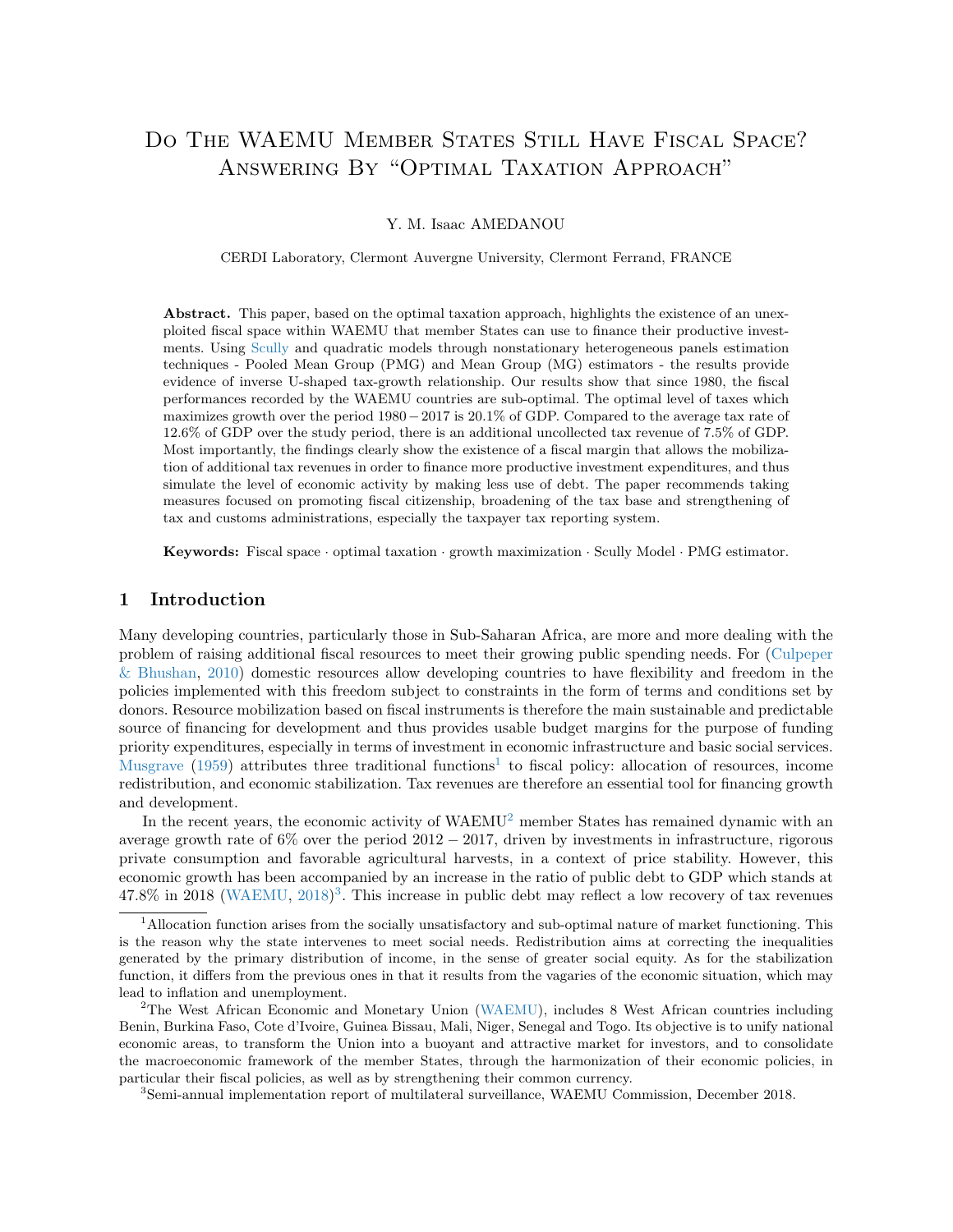# Do The WAEMU Member States Still Have Fiscal Space? Answering By "Optimal Taxation Approach"

Y. M. Isaac AMEDANOU

CERDI Laboratory, Clermont Auvergne University, Clermont Ferrand, FRANCE

**Abstract.** This paper, based on the optimal taxation approach, highlights the existence of an unexploited fiscal space within WAEMU that member States can use to finance their productive investments. Using Scully and quadratic models through nonstationary heterogeneous panels estimation techniques - Pooled Mean Group (PMG) and Mean Group (MG) estimators - the results provide evidence of inverse U-shaped tax-growth relationship. Our results show that since 1980, the fiscal performances recorded by the WAEMU countries are sub-optimal. The optimal level of taxes which maximizes growth over the period $1980-2017$ is 20.1% of GDP. Compared to the average tax rate of 12.6% of GDP over the study period, there is an additional uncollected tax revenue of 7.5% of GDP. Most importantly, the findings clearly show the existence of a fiscal margin that allows the mobilization of additional tax revenues in order to finance more productive investment expenditures, and thus simulate the level of economic activity by making less use of debt. The paper recommends taking measures focused on promoting fiscal citizenship, broadening of the tax base and strengthening of tax and customs administrations, especially the taxpayer tax reporting system.

**Keywords:** Fiscal space · optimal taxation · growth maximization · Scully Model · PMG estimator.

## 1 Introduction

Many developing countries, particularly those in Sub-Saharan Africa, are more and more dealing with the problem of raising additional fiscal resources to meet their growing public spending needs. For (Culpeper & Bhushan, 2010) domestic resources allow developing countries to have flexibility and freedom in the policies implemented with this freedom subject to constraints in the form of terms and conditions set by donors. Resource mobilization based on fiscal instruments is therefore the main sustainable and predictable source of financing for development and thus provides usable budget margins for the purpose of funding priority expenditures, especially in terms of investment in economic infrastructure and basic social services. Musgrave (1959) attributes three traditional functions[1] to fiscal policy: allocation of resources, income redistribution, and economic stabilization. Tax revenues are therefore an essential tool for financing growth and development.

In the recent years, the economic activity of WAEMU[2] member States has remained dynamic with an average growth rate of 6% over the period $2012-2017$, driven by investments in infrastructure, rigorous private consumption and favorable agricultural harvests, in a context of price stability. However, this economic growth has been accompanied by an increase in the ratio of public debt to GDP which stands at 47.8% in 2018 (WAEMU, 2018)[3]. This increase in public debt may reflect a low recovery of tax revenues

[1] Allocation function arises from the socially unsatisfactory and sub-optimal nature of market functioning. This is the reason why the state intervenes to meet social needs. Redistribution aims at correcting the inequalities generated by the primary distribution of income, in the sense of greater social equity. As for the stabilization function, it differs from the previous ones in that it results from the vagaries of the economic situation, which may lead to inflation and unemployment.

[2] The West African Economic and Monetary Union (WAEMU), includes 8 West African countries including Benin, Burkina Faso, Cote d'Ivoire, Guinea Bissau, Mali, Niger, Senegal and Togo. Its objective is to unify national economic areas, to transform the Union into a buoyant and attractive market for investors, and to consolidate the macroeconomic framework of the member States, through the harmonization of their economic policies, in particular their fiscal policies, as well as by strengthening their common currency.

[3] Semi-annual implementation report of multilateral surveillance, WAEMU Commission, December 2018.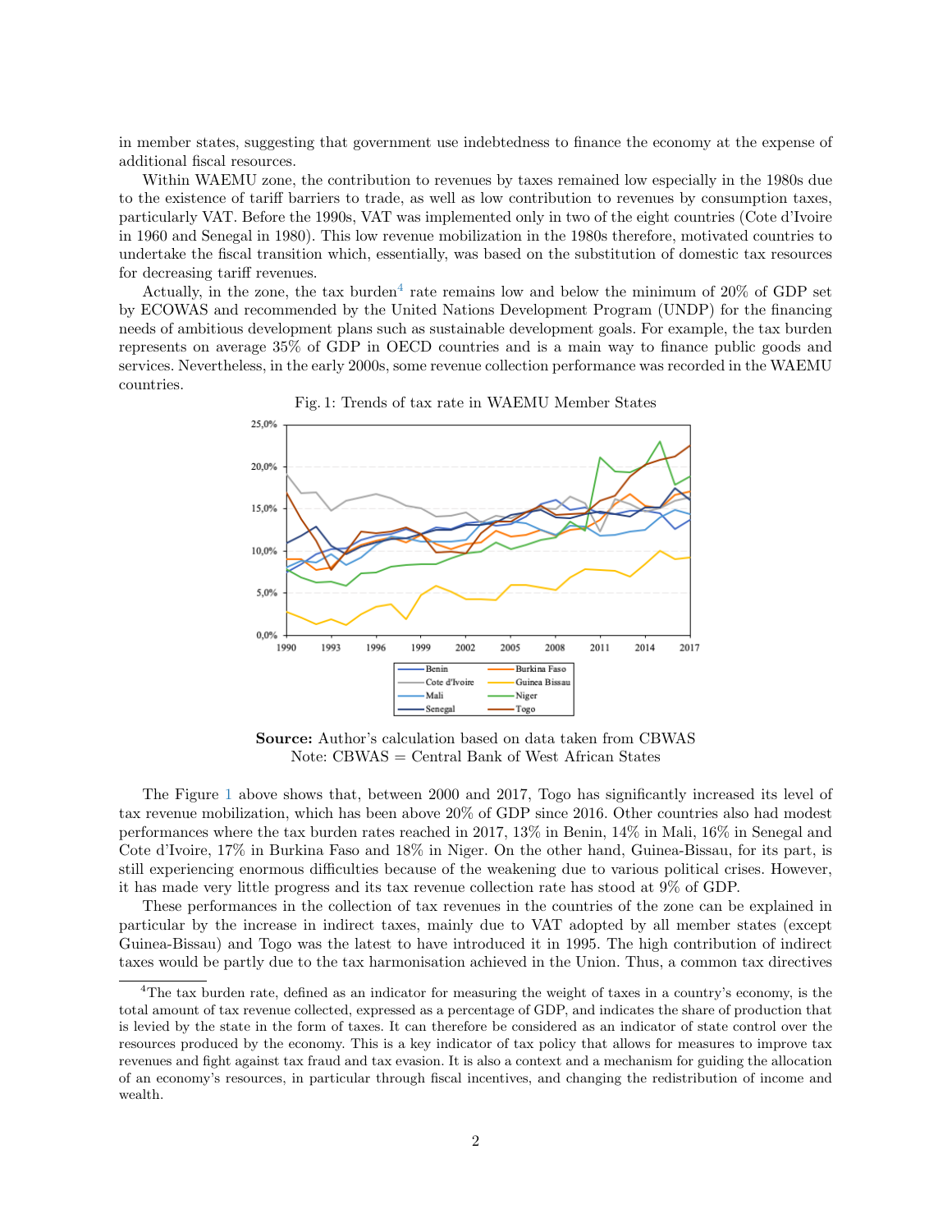in member states, suggesting that government use indebtedness to finance the economy at the expense of additional fiscal resources.

Within WAEMU zone, the contribution to revenues by taxes remained low especially in the 1980s due to the existence of tariff barriers to trade, as well as low contribution to revenues by consumption taxes, particularly VAT. Before the 1990s, VAT was implemented only in two of the eight countries (Cote d'Ivoire in 1960 and Senegal in 1980). This low revenue mobilization in the 1980s therefore, motivated countries to undertake the fiscal transition which, essentially, was based on the substitution of domestic tax resources for decreasing tariff revenues.

Actually, in the zone, the tax burden[4] rate remains low and below the minimum of 20% of GDP set by ECOWAS and recommended by the United Nations Development Program (UNDP) for the financing needs of ambitious development plans such as sustainable development goals. For example, the tax burden represents on average 35% of GDP in OECD countries and is a main way to finance public goods and services. Nevertheless, in the early 2000s, some revenue collection performance was recorded in the WAEMU countries.

Fig. 1: Trends of tax rate in WAEMU Member States

**Source:** Author's calculation based on data taken from CBWAS
Note: CBWAS = Central Bank of West African States

The Figure 1 above shows that, between 2000 and 2017, Togo has significantly increased its level of tax revenue mobilization, which has been above 20% of GDP since 2016. Other countries also had modest performances where the tax burden rates reached in 2017, 13% in Benin, 14% in Mali, 16% in Senegal and Cote d'Ivoire, 17% in Burkina Faso and 18% in Niger. On the other hand, Guinea-Bissau, for its part, is still experiencing enormous difficulties because of the weakening due to various political crises. However, it has made very little progress and its tax revenue collection rate has stood at 9% of GDP.

These performances in the collection of tax revenues in the countries of the zone can be explained in particular by the increase in indirect taxes, mainly due to VAT adopted by all member states (except Guinea-Bissau) and Togo was the latest to have introduced it in 1995. The high contribution of indirect taxes would be partly due to the tax harmonisation achieved in the Union. Thus, a common tax directives

[4] The tax burden rate, defined as an indicator for measuring the weight of taxes in a country's economy, is the total amount of tax revenue collected, expressed as a percentage of GDP, and indicates the share of production that is levied by the state in the form of taxes. It can therefore be considered as an indicator of state control over the resources produced by the economy. This is a key indicator of tax policy that allows for measures to improve tax revenues and fight against tax fraud and tax evasion. It is also a context and a mechanism for guiding the allocation of an economy's resources, in particular through fiscal incentives, and changing the redistribution of income and wealth.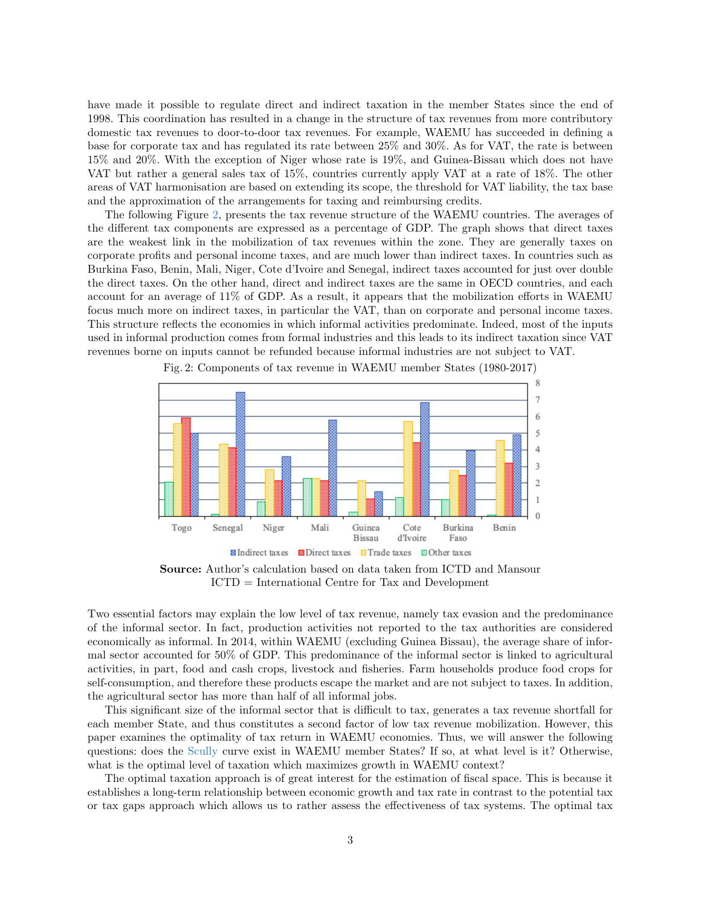have made it possible to regulate direct and indirect taxation in the member States since the end of 1998. This coordination has resulted in a change in the structure of tax revenues from more contributory domestic tax revenues to door-to-door tax revenues. For example, WAEMU has succeeded in defining a base for corporate tax and has regulated its rate between 25% and 30%. As for VAT, the rate is between 15% and 20%. With the exception of Niger whose rate is 19%, and Guinea-Bissau which does not have VAT but rather a general sales tax of 15%, countries currently apply VAT at a rate of 18%. The other areas of VAT harmonisation are based on extending its scope, the threshold for VAT liability, the tax base and the approximation of the arrangements for taxing and reimbursing credits.

The following Figure 2, presents the tax revenue structure of the WAEMU countries. The averages of the different tax components are expressed as a percentage of GDP. The graph shows that direct taxes are the weakest link in the mobilization of tax revenues within the zone. They are generally taxes on corporate profits and personal income taxes, and are much lower than indirect taxes. In countries such as Burkina Faso, Benin, Mali, Niger, Cote d'Ivoire and Senegal, indirect taxes accounted for just over double the direct taxes. On the other hand, direct and indirect taxes are the same in OECD countries, and each account for an average of 11% of GDP. As a result, it appears that the mobilization efforts in WAEMU focus much more on indirect taxes, in particular the VAT, than on corporate and personal income taxes. This structure reflects the economies in which informal activities predominate. Indeed, most of the inputs used in informal production comes from formal industries and this leads to its indirect taxation since VAT revenues borne on inputs cannot be refunded because informal industries are not subject to VAT.

Fig. 2: Components of tax revenue in WAEMU member States (1980-2017)

**Source:** Author's calculation based on data taken from ICTD and Mansour
ICTD = International Centre for Tax and Development

Two essential factors may explain the low level of tax revenue, namely tax evasion and the predominance of the informal sector. In fact, production activities not reported to the tax authorities are considered economically as informal. In 2014, within WAEMU (excluding Guinea Bissau), the average share of informal sector accounted for 50% of GDP. This predominance of the informal sector is linked to agricultural activities, in part, food and cash crops, livestock and fisheries. Farm households produce food crops for self-consumption, and therefore these products escape the market and are not subject to taxes. In addition, the agricultural sector has more than half of all informal jobs.

This significant size of the informal sector that is difficult to tax, generates a tax revenue shortfall for each member State, and thus constitutes a second factor of low tax revenue mobilization. However, this paper examines the optimality of tax return in WAEMU economies. Thus, we will answer the following questions: does the Scully curve exist in WAEMU member States? If so, at what level is it? Otherwise, what is the optimal level of taxation which maximizes growth in WAEMU context?

The optimal taxation approach is of great interest for the estimation of fiscal space. This is because it establishes a long-term relationship between economic growth and tax rate in contrast to the potential tax or tax gaps approach which allows us to rather assess the effectiveness of tax systems. The optimal tax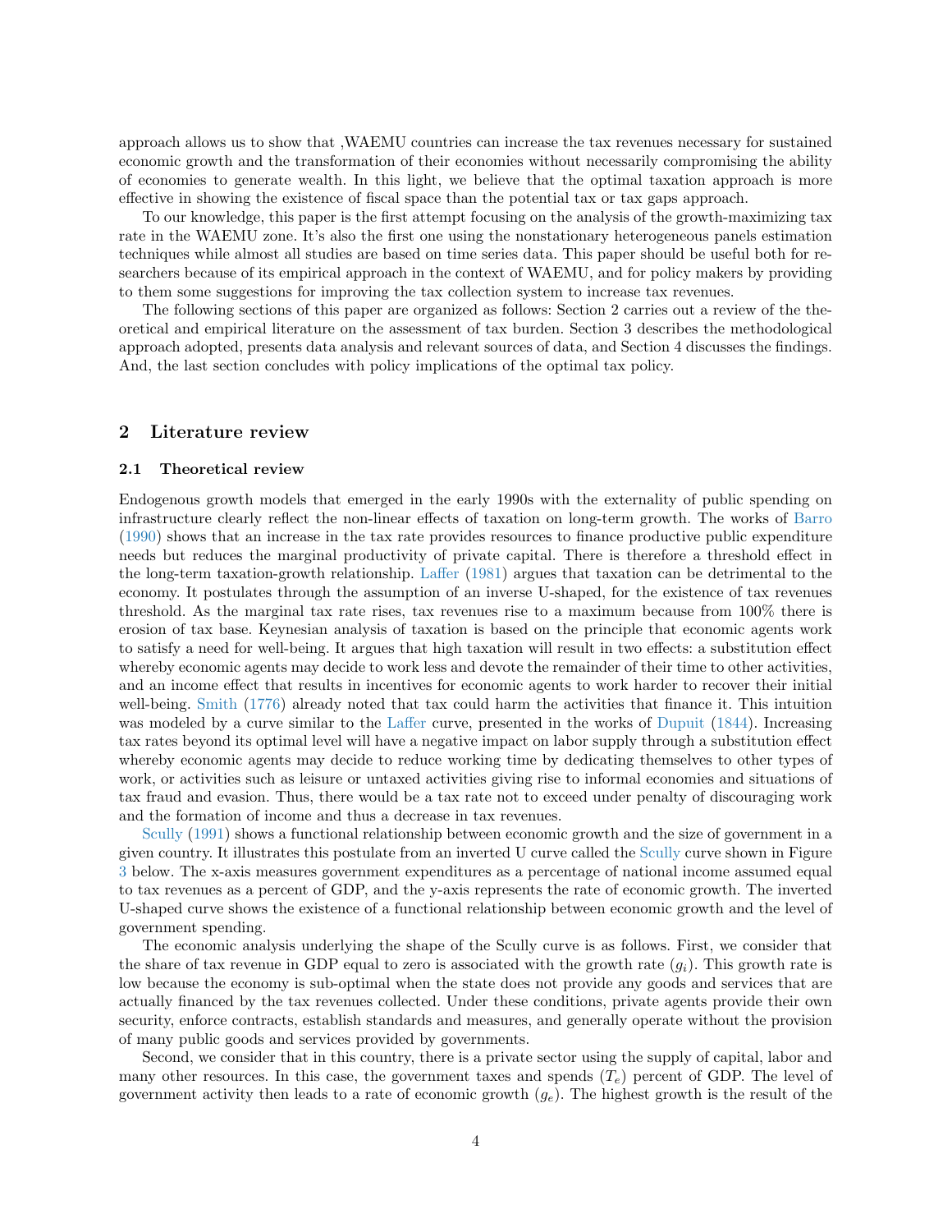approach allows us to show that ,WAEMU countries can increase the tax revenues necessary for sustained economic growth and the transformation of their economies without necessarily compromising the ability of economies to generate wealth. In this light, we believe that the optimal taxation approach is more effective in showing the existence of fiscal space than the potential tax or tax gaps approach.

To our knowledge, this paper is the first attempt focusing on the analysis of the growth-maximizing tax rate in the WAEMU zone. It's also the first one using the nonstationary heterogeneous panels estimation techniques while almost all studies are based on time series data. This paper should be useful both for researchers because of its empirical approach in the context of WAEMU, and for policy makers by providing to them some suggestions for improving the tax collection system to increase tax revenues.

The following sections of this paper are organized as follows: Section 2 carries out a review of the theoretical and empirical literature on the assessment of tax burden. Section 3 describes the methodological approach adopted, presents data analysis and relevant sources of data, and Section 4 discusses the findings. And, the last section concludes with policy implications of the optimal tax policy.

## 2 Literature review

### 2.1 Theoretical review

Endogenous growth models that emerged in the early 1990s with the externality of public spending on infrastructure clearly reflect the non-linear effects of taxation on long-term growth. The works of Barro (1990) shows that an increase in the tax rate provides resources to finance productive public expenditure needs but reduces the marginal productivity of private capital. There is therefore a threshold effect in the long-term taxation-growth relationship. Laffer (1981) argues that taxation can be detrimental to the economy. It postulates through the assumption of an inverse U-shaped, for the existence of tax revenues threshold. As the marginal tax rate rises, tax revenues rise to a maximum because from 100% there is erosion of tax base. Keynesian analysis of taxation is based on the principle that economic agents work to satisfy a need for well-being. It argues that high taxation will result in two effects: a substitution effect whereby economic agents may decide to work less and devote the remainder of their time to other activities, and an income effect that results in incentives for economic agents to work harder to recover their initial well-being. Smith (1776) already noted that tax could harm the activities that finance it. This intuition was modeled by a curve similar to the Laffer curve, presented in the works of Dupuit (1844). Increasing tax rates beyond its optimal level will have a negative impact on labor supply through a substitution effect whereby economic agents may decide to reduce working time by dedicating themselves to other types of work, or activities such as leisure or untaxed activities giving rise to informal economies and situations of tax fraud and evasion. Thus, there would be a tax rate not to exceed under penalty of discouraging work and the formation of income and thus a decrease in tax revenues.

Scully (1991) shows a functional relationship between economic growth and the size of government in a given country. It illustrates this postulate from an inverted U curve called the Scully curve shown in Figure 3 below. The x-axis measures government expenditures as a percentage of national income assumed equal to tax revenues as a percent of GDP, and the y-axis represents the rate of economic growth. The inverted U-shaped curve shows the existence of a functional relationship between economic growth and the level of government spending.

The economic analysis underlying the shape of the Scully curve is as follows. First, we consider that the share of tax revenue in GDP equal to zero is associated with the growth rate ($g_i$). This growth rate is low because the economy is sub-optimal when the state does not provide any goods and services that are actually financed by the tax revenues collected. Under these conditions, private agents provide their own security, enforce contracts, establish standards and measures, and generally operate without the provision of many public goods and services provided by governments.

Second, we consider that in this country, there is a private sector using the supply of capital, labor and many other resources. In this case, the government taxes and spends ($T_e$) percent of GDP. The level of government activity then leads to a rate of economic growth ($g_e$). The highest growth is the result of the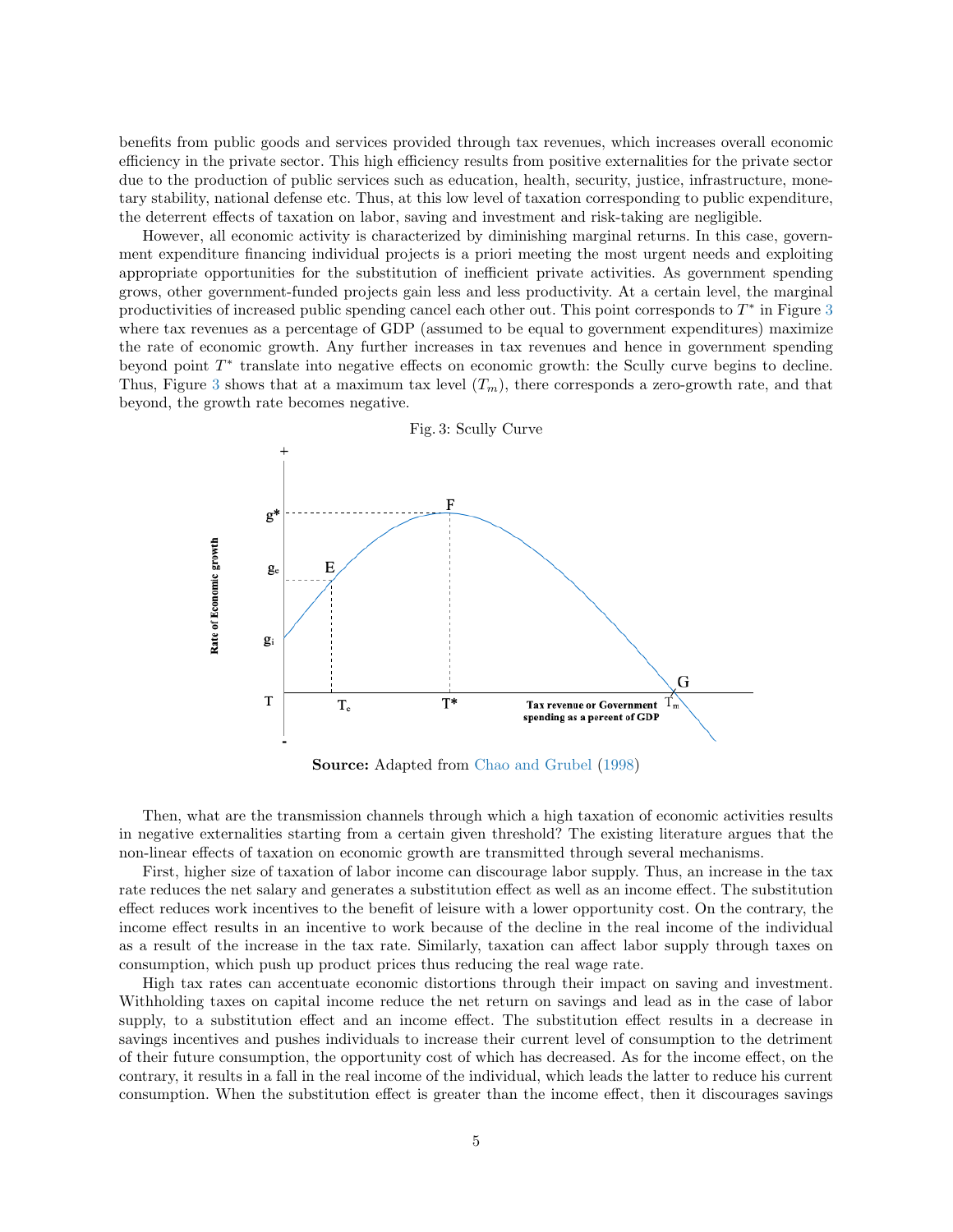benefits from public goods and services provided through tax revenues, which increases overall economic efficiency in the private sector. This high efficiency results from positive externalities for the private sector due to the production of public services such as education, health, security, justice, infrastructure, monetary stability, national defense etc. Thus, at this low level of taxation corresponding to public expenditure, the deterrent effects of taxation on labor, saving and investment and risk-taking are negligible.

However, all economic activity is characterized by diminishing marginal returns. In this case, government expenditure financing individual projects is a priori meeting the most urgent needs and exploiting appropriate opportunities for the substitution of inefficient private activities. As government spending grows, other government-funded projects gain less and less productivity. At a certain level, the marginal productivities of increased public spending cancel each other out. This point corresponds to $T^*$ in Figure 3 where tax revenues as a percentage of GDP (assumed to be equal to government expenditures) maximize the rate of economic growth. Any further increases in tax revenues and hence in government spending beyond point $T^*$ translate into negative effects on economic growth: the Scully curve begins to decline. Thus, Figure 3 shows that at a maximum tax level ($T_m$), there corresponds a zero-growth rate, and that beyond, the growth rate becomes negative.

Fig. 3: Scully Curve

**Source:** Adapted from Chao and Grubel (1998)

Then, what are the transmission channels through which a high taxation of economic activities results in negative externalities starting from a certain given threshold? The existing literature argues that the non-linear effects of taxation on economic growth are transmitted through several mechanisms.

First, higher size of taxation of labor income can discourage labor supply. Thus, an increase in the tax rate reduces the net salary and generates a substitution effect as well as an income effect. The substitution effect reduces work incentives to the benefit of leisure with a lower opportunity cost. On the contrary, the income effect results in an incentive to work because of the decline in the real income of the individual as a result of the increase in the tax rate. Similarly, taxation can affect labor supply through taxes on consumption, which push up product prices thus reducing the real wage rate.

High tax rates can accentuate economic distortions through their impact on saving and investment. Withholding taxes on capital income reduce the net return on savings and lead as in the case of labor supply, to a substitution effect and an income effect. The substitution effect results in a decrease in savings incentives and pushes individuals to increase their current level of consumption to the detriment of their future consumption, the opportunity cost of which has decreased. As for the income effect, on the contrary, it results in a fall in the real income of the individual, which leads the latter to reduce his current consumption. When the substitution effect is greater than the income effect, then it discourages savings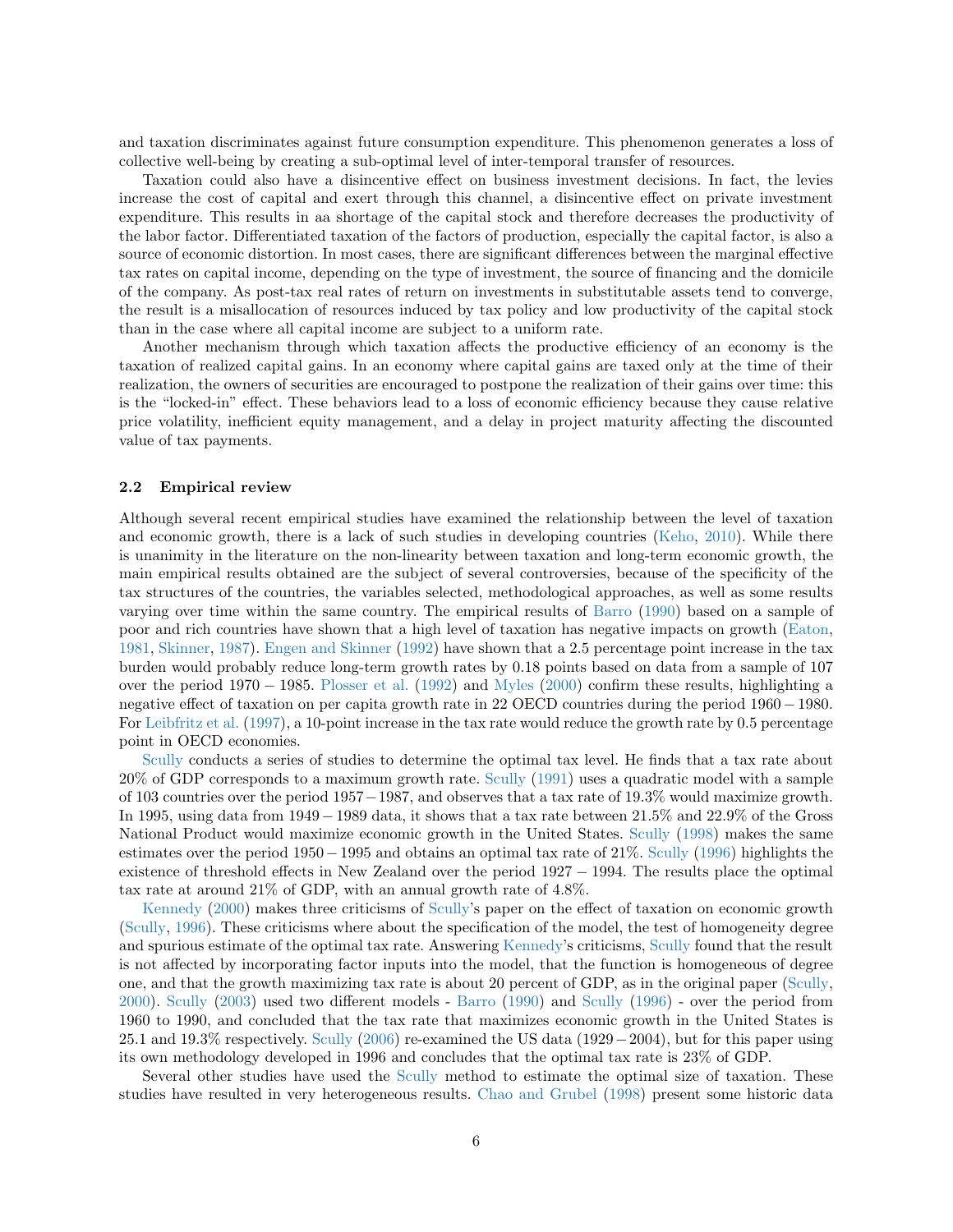and taxation discriminates against future consumption expenditure. This phenomenon generates a loss of collective well-being by creating a sub-optimal level of inter-temporal transfer of resources.

Taxation could also have a disincentive effect on business investment decisions. In fact, the levies increase the cost of capital and exert through this channel, a disincentive effect on private investment expenditure. This results in aa shortage of the capital stock and therefore decreases the productivity of the labor factor. Differentiated taxation of the factors of production, especially the capital factor, is also a source of economic distortion. In most cases, there are significant differences between the marginal effective tax rates on capital income, depending on the type of investment, the source of financing and the domicile of the company. As post-tax real rates of return on investments in substitutable assets tend to converge, the result is a misallocation of resources induced by tax policy and low productivity of the capital stock than in the case where all capital income are subject to a uniform rate.

Another mechanism through which taxation affects the productive efficiency of an economy is the taxation of realized capital gains. In an economy where capital gains are taxed only at the time of their realization, the owners of securities are encouraged to postpone the realization of their gains over time: this is the "locked-in" effect. These behaviors lead to a loss of economic efficiency because they cause relative price volatility, inefficient equity management, and a delay in project maturity affecting the discounted value of tax payments.

### 2.2 Empirical review

Although several recent empirical studies have examined the relationship between the level of taxation and economic growth, there is a lack of such studies in developing countries (Keho, 2010). While there is unanimity in the literature on the non-linearity between taxation and long-term economic growth, the main empirical results obtained are the subject of several controversies, because of the specificity of the tax structures of the countries, the variables selected, methodological approaches, as well as some results varying over time within the same country. The empirical results of Barro (1990) based on a sample of poor and rich countries have shown that a high level of taxation has negative impacts on growth (Eaton, 1981, Skinner, 1987). Engen and Skinner (1992) have shown that a 2.5 percentage point increase in the tax burden would probably reduce long-term growth rates by 0.18 points based on data from a sample of 107 over the period $1970-1985$. Plosser et al. (1992) and Myles (2000) confirm these results, highlighting a negative effect of taxation on per capita growth rate in 22 OECD countries during the period $1960-1980$. For Leibfritz et al. (1997), a 10-point increase in the tax rate would reduce the growth rate by 0.5 percentage point in OECD economies.

Scully conducts a series of studies to determine the optimal tax level. He finds that a tax rate about 20% of GDP corresponds to a maximum growth rate. Scully (1991) uses a quadratic model with a sample of 103 countries over the period $1957-1987$, and observes that a tax rate of 19.3% would maximize growth. In 1995, using data from $1949-1989$ data, it shows that a tax rate between 21.5% and 22.9% of the Gross National Product would maximize economic growth in the United States. Scully (1998) makes the same estimates over the period $1950-1995$ and obtains an optimal tax rate of 21%. Scully (1996) highlights the existence of threshold effects in New Zealand over the period $1927-1994$. The results place the optimal tax rate at around 21% of GDP, with an annual growth rate of 4.8%.

Kennedy (2000) makes three criticisms of Scully's paper on the effect of taxation on economic growth (Scully, 1996). These criticisms where about the specification of the model, the test of homogeneity degree and spurious estimate of the optimal tax rate. Answering Kennedy's criticisms, Scully found that the result is not affected by incorporating factor inputs into the model, that the function is homogeneous of degree one, and that the growth maximizing tax rate is about 20 percent of GDP, as in the original paper (Scully, 2000). Scully (2003) used two different models - Barro (1990) and Scully (1996) - over the period from 1960 to 1990, and concluded that the tax rate that maximizes economic growth in the United States is 25.1 and 19.3% respectively. Scully (2006) re-examined the US data $(1929-2004)$, but for this paper using its own methodology developed in 1996 and concludes that the optimal tax rate is 23% of GDP.

Several other studies have used the Scully method to estimate the optimal size of taxation. These studies have resulted in very heterogeneous results. Chao and Grubel (1998) present some historic data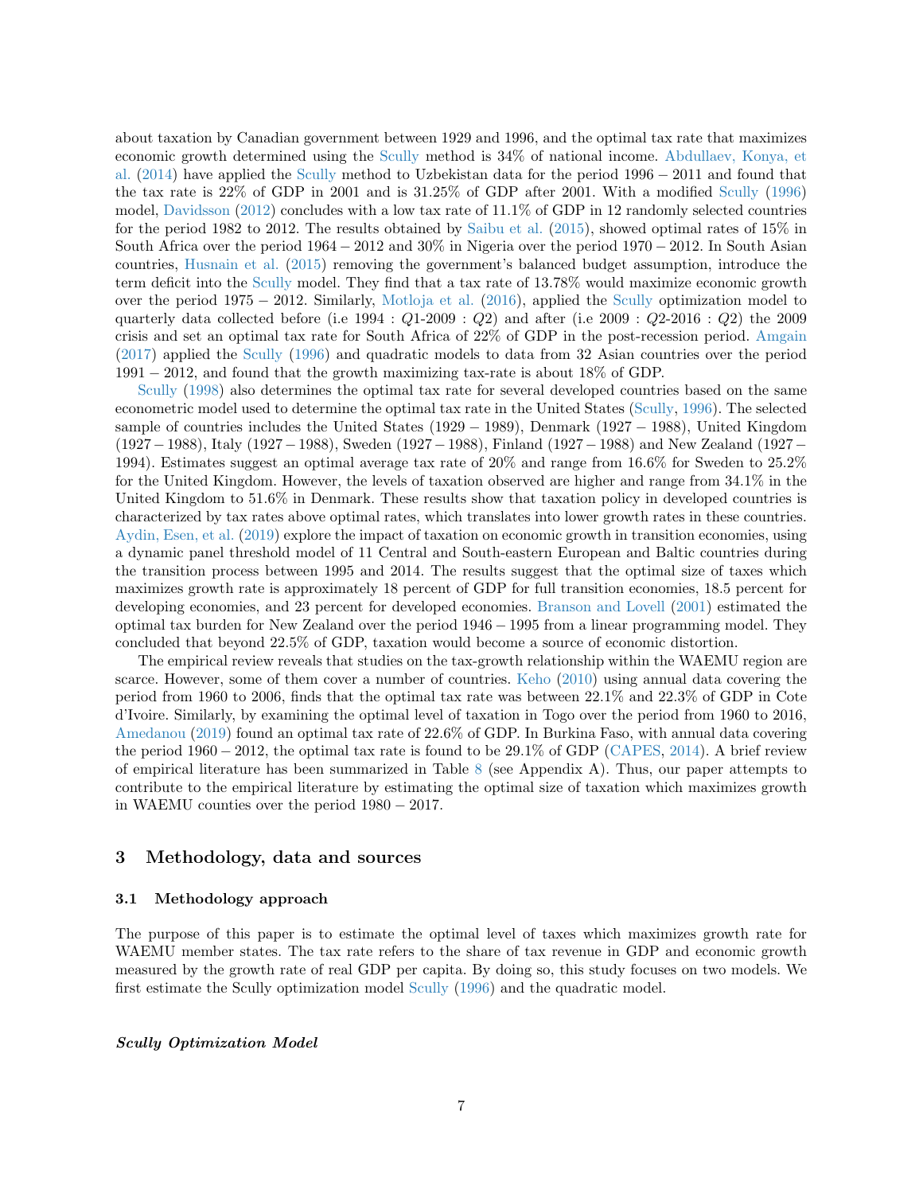about taxation by Canadian government between 1929 and 1996, and the optimal tax rate that maximizes economic growth determined using the Scully method is 34% of national income. Abdullaev, Konya, et al. (2014) have applied the Scully method to Uzbekistan data for the period 1996 − 2011 and found that the tax rate is 22% of GDP in 2001 and is 31.25% of GDP after 2001. With a modified Scully (1996) model, Davidsson (2012) concludes with a low tax rate of 11.1% of GDP in 12 randomly selected countries for the period 1982 to 2012. The results obtained by Saibu et al. (2015), showed optimal rates of 15% in South Africa over the period 1964 − 2012 and 30% in Nigeria over the period 1970 − 2012. In South Asian countries, Husnain et al. (2015) removing the government's balanced budget assumption, introduce the term deficit into the Scully model. They find that a tax rate of 13.78% would maximize economic growth over the period 1975 − 2012. Similarly, Motloja et al. (2016), applied the Scully optimization model to quarterly data collected before (i.e 1994 : $Q1$-2009 : $Q2$) and after (i.e 2009 : $Q2$-2016 : $Q2$) the 2009 crisis and set an optimal tax rate for South Africa of 22% of GDP in the post-recession period. Amgain (2017) applied the Scully (1996) and quadratic models to data from 32 Asian countries over the period 1991 − 2012, and found that the growth maximizing tax-rate is about 18% of GDP.

Scully (1998) also determines the optimal tax rate for several developed countries based on the same econometric model used to determine the optimal tax rate in the United States (Scully, 1996). The selected sample of countries includes the United States (1929 − 1989), Denmark (1927 − 1988), United Kingdom (1927 − 1988), Italy (1927 − 1988), Sweden (1927 − 1988), Finland (1927 − 1988) and New Zealand (1927 − 1994). Estimates suggest an optimal average tax rate of 20% and range from 16.6% for Sweden to 25.2% for the United Kingdom. However, the levels of taxation observed are higher and range from 34.1% in the United Kingdom to 51.6% in Denmark. These results show that taxation policy in developed countries is characterized by tax rates above optimal rates, which translates into lower growth rates in these countries. Aydin, Esen, et al. (2019) explore the impact of taxation on economic growth in transition economies, using a dynamic panel threshold model of 11 Central and South-eastern European and Baltic countries during the transition process between 1995 and 2014. The results suggest that the optimal size of taxes which maximizes growth rate is approximately 18 percent of GDP for full transition economies, 18.5 percent for developing economies, and 23 percent for developed economies. Branson and Lovell (2001) estimated the optimal tax burden for New Zealand over the period 1946 − 1995 from a linear programming model. They concluded that beyond 22.5% of GDP, taxation would become a source of economic distortion.

The empirical review reveals that studies on the tax-growth relationship within the WAEMU region are scarce. However, some of them cover a number of countries. Keho (2010) using annual data covering the period from 1960 to 2006, finds that the optimal tax rate was between 22.1% and 22.3% of GDP in Cote d'Ivoire. Similarly, by examining the optimal level of taxation in Togo over the period from 1960 to 2016, Amedanou (2019) found an optimal tax rate of 22.6% of GDP. In Burkina Faso, with annual data covering the period 1960 − 2012, the optimal tax rate is found to be 29.1% of GDP (CAPES, 2014). A brief review of empirical literature has been summarized in Table 8 (see Appendix A). Thus, our paper attempts to contribute to the empirical literature by estimating the optimal size of taxation which maximizes growth in WAEMU counties over the period 1980 − 2017.

## 3 Methodology, data and sources

### 3.1 Methodology approach

The purpose of this paper is to estimate the optimal level of taxes which maximizes growth rate for WAEMU member states. The tax rate refers to the share of tax revenue in GDP and economic growth measured by the growth rate of real GDP per capita. By doing so, this study focuses on two models. We first estimate the Scully optimization model Scully (1996) and the quadratic model.

***Scully Optimization Model***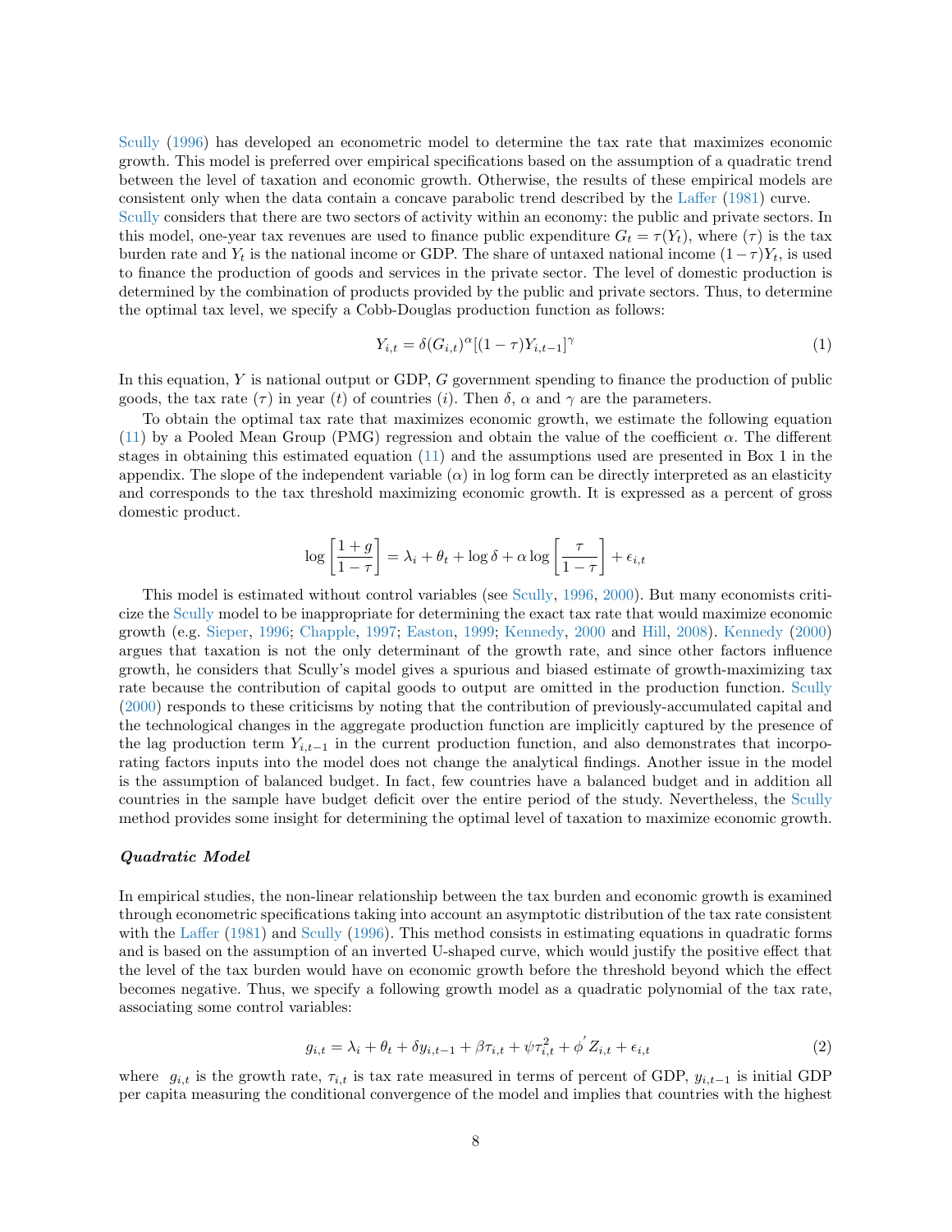Scully (1996) has developed an econometric model to determine the tax rate that maximizes economic growth. This model is preferred over empirical specifications based on the assumption of a quadratic trend between the level of taxation and economic growth. Otherwise, the results of these empirical models are consistent only when the data contain a concave parabolic trend described by the Laffer (1981) curve.
Scully considers that there are two sectors of activity within an economy: the public and private sectors. In this model, one-year tax revenues are used to finance public expenditure $G_t = \tau(Y_t)$, where $(\tau)$ is the tax burden rate and $Y_t$ is the national income or GDP. The share of untaxed national income $(1-\tau)Y_t$, is used to finance the production of goods and services in the private sector. The level of domestic production is determined by the combination of products provided by the public and private sectors. Thus, to determine the optimal tax level, we specify a Cobb-Douglas production function as follows:

$$Y_{i,t} = \delta(G_{i,t})^{\alpha}[(1-\tau)Y_{i,t-1}]^{\gamma} \tag{1}$$

In this equation, $Y$ is national output or GDP, $G$ government spending to finance the production of public goods, the tax rate $(\tau)$ in year $(t)$ of countries $(i)$. Then $\delta$, $\alpha$ and $\gamma$ are the parameters.

To obtain the optimal tax rate that maximizes economic growth, we estimate the following equation (11) by a Pooled Mean Group (PMG) regression and obtain the value of the coefficient $\alpha$. The different stages in obtaining this estimated equation (11) and the assumptions used are presented in Box 1 in the appendix. The slope of the independent variable $(\alpha)$ in log form can be directly interpreted as an elasticity and corresponds to the tax threshold maximizing economic growth. It is expressed as a percent of gross domestic product.

$$\log\left[\frac{1+g}{1-\tau}\right] = \lambda_i + \theta_t + \log\delta + \alpha\log\left[\frac{\tau}{1-\tau}\right] + \epsilon_{i,t}$$

This model is estimated without control variables (see Scully, 1996, 2000). But many economists criticize the Scully model to be inappropriate for determining the exact tax rate that would maximize economic growth (e.g. Sieper, 1996; Chapple, 1997; Easton, 1999; Kennedy, 2000 and Hill, 2008). Kennedy (2000) argues that taxation is not the only determinant of the growth rate, and since other factors influence growth, he considers that Scully's model gives a spurious and biased estimate of growth-maximizing tax rate because the contribution of capital goods to output are omitted in the production function. Scully (2000) responds to these criticisms by noting that the contribution of previously-accumulated capital and the technological changes in the aggregate production function are implicitly captured by the presence of the lag production term $Y_{i,t-1}$ in the current production function, and also demonstrates that incorporating factors inputs into the model does not change the analytical findings. Another issue in the model is the assumption of balanced budget. In fact, few countries have a balanced budget and in addition all countries in the sample have budget deficit over the entire period of the study. Nevertheless, the Scully method provides some insight for determining the optimal level of taxation to maximize economic growth.

#### *Quadratic Model*

In empirical studies, the non-linear relationship between the tax burden and economic growth is examined through econometric specifications taking into account an asymptotic distribution of the tax rate consistent with the Laffer (1981) and Scully (1996). This method consists in estimating equations in quadratic forms and is based on the assumption of an inverted U-shaped curve, which would justify the positive effect that the level of the tax burden would have on economic growth before the threshold beyond which the effect becomes negative. Thus, we specify a following growth model as a quadratic polynomial of the tax rate, associating some control variables:

$$g_{i,t} = \lambda_i + \theta_t + \delta y_{i,t-1} + \beta\tau_{i,t} + \psi\tau_{i,t}^2 + \phi^{'} Z_{i,t} + \epsilon_{i,t} \tag{2}$$

where $g_{i,t}$ is the growth rate, $\tau_{i,t}$ is tax rate measured in terms of percent of GDP, $y_{i,t-1}$ is initial GDP per capita measuring the conditional convergence of the model and implies that countries with the highest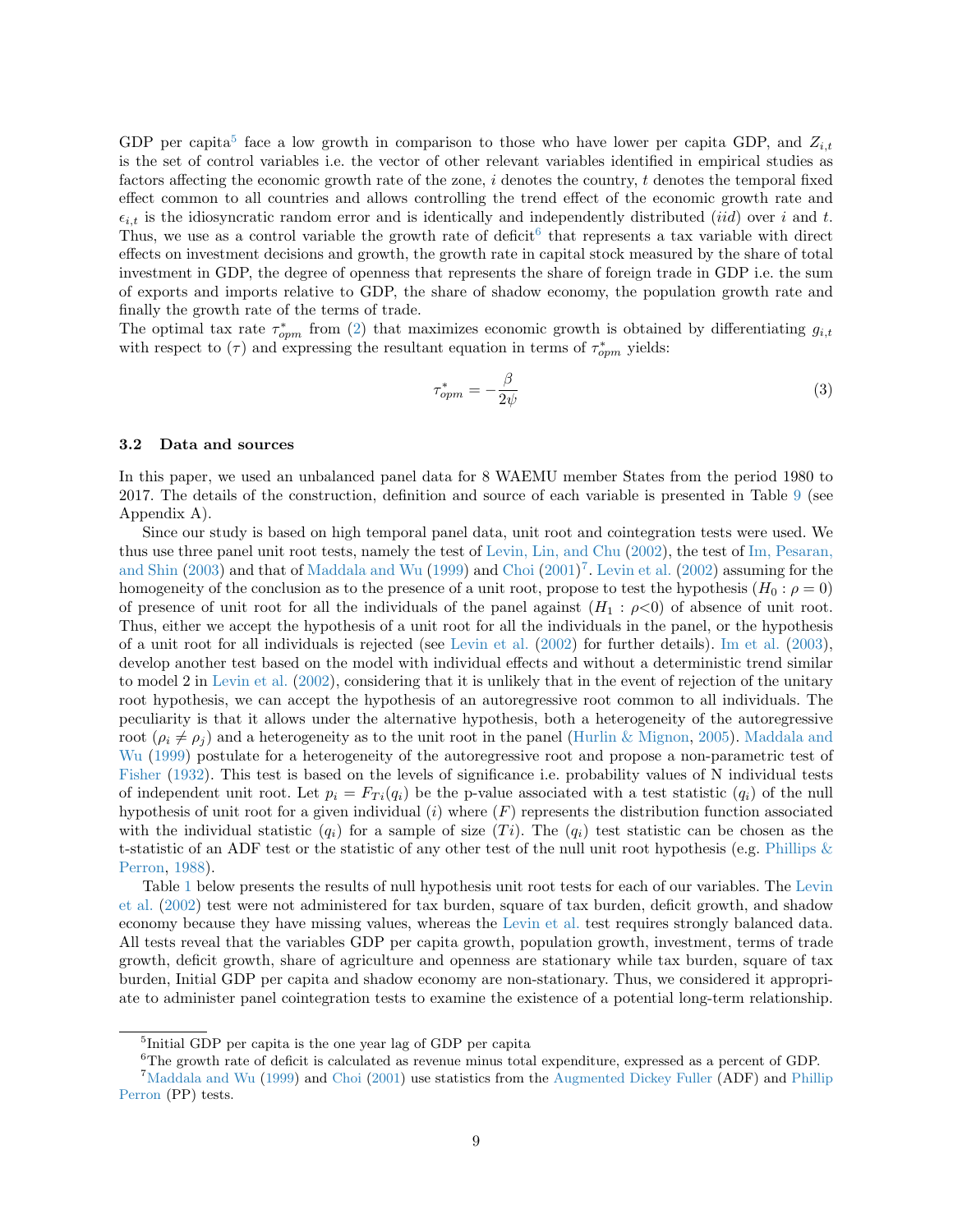GDP per capita[5] face a low growth in comparison to those who have lower per capita GDP, and $Z_{i,t}$ is the set of control variables i.e. the vector of other relevant variables identified in empirical studies as factors affecting the economic growth rate of the zone, $i$ denotes the country, $t$ denotes the temporal fixed effect common to all countries and allows controlling the trend effect of the economic growth rate and $\epsilon_{i,t}$ is the idiosyncratic random error and is identically and independently distributed ($iid$) over $i$ and $t$. Thus, we use as a control variable the growth rate of deficit[6] that represents a tax variable with direct effects on investment decisions and growth, the growth rate in capital stock measured by the share of total investment in GDP, the degree of openness that represents the share of foreign trade in GDP i.e. the sum of exports and imports relative to GDP, the share of shadow economy, the population growth rate and finally the growth rate of the terms of trade.

The optimal tax rate $\tau^*_{opm}$ from (2) that maximizes economic growth is obtained by differentiating $g_{i,t}$ with respect to ($\tau$) and expressing the resultant equation in terms of $\tau^*_{opm}$ yields:

$$\tau^*_{opm} = -\frac{\beta}{2\psi} \tag{3}$$

### 3.2 Data and sources

In this paper, we used an unbalanced panel data for 8 WAEMU member States from the period 1980 to 2017. The details of the construction, definition and source of each variable is presented in Table 9 (see Appendix A).

Since our study is based on high temporal panel data, unit root and cointegration tests were used. We thus use three panel unit root tests, namely the test of Levin, Lin, and Chu (2002), the test of Im, Pesaran, and Shin (2003) and that of Maddala and Wu (1999) and Choi (2001)[7]. Levin et al. (2002) assuming for the homogeneity of the conclusion as to the presence of a unit root, propose to test the hypothesis ($H_0 : \rho = 0$) of presence of unit root for all the individuals of the panel against ($H_1 : \rho<0$) of absence of unit root. Thus, either we accept the hypothesis of a unit root for all the individuals in the panel, or the hypothesis of a unit root for all individuals is rejected (see Levin et al. (2002) for further details). Im et al. (2003), develop another test based on the model with individual effects and without a deterministic trend similar to model 2 in Levin et al. (2002), considering that it is unlikely that in the event of rejection of the unitary root hypothesis, we can accept the hypothesis of an autoregressive root common to all individuals. The peculiarity is that it allows under the alternative hypothesis, both a heterogeneity of the autoregressive root ($\rho_i \neq \rho_j$) and a heterogeneity as to the unit root in the panel (Hurlin & Mignon, 2005). Maddala and Wu (1999) postulate for a heterogeneity of the autoregressive root and propose a non-parametric test of Fisher (1932). This test is based on the levels of significance i.e. probability values of N individual tests of independent unit root. Let $p_i = F_{Ti}(q_i)$ be the p-value associated with a test statistic ($q_i$) of the null hypothesis of unit root for a given individual ($i$) where ($F$) represents the distribution function associated with the individual statistic ($q_i$) for a sample of size ($Ti$). The ($q_i$) test statistic can be chosen as the t-statistic of an ADF test or the statistic of any other test of the null unit root hypothesis (e.g. Phillips & Perron, 1988).

Table 1 below presents the results of null hypothesis unit root tests for each of our variables. The Levin et al. (2002) test were not administered for tax burden, square of tax burden, deficit growth, and shadow economy because they have missing values, whereas the Levin et al. test requires strongly balanced data. All tests reveal that the variables GDP per capita growth, population growth, investment, terms of trade growth, deficit growth, share of agriculture and openness are stationary while tax burden, square of tax burden, Initial GDP per capita and shadow economy are non-stationary. Thus, we considered it appropriate to administer panel cointegration tests to examine the existence of a potential long-term relationship.

---

[5] Initial GDP per capita is the one year lag of GDP per capita

[6] The growth rate of deficit is calculated as revenue minus total expenditure, expressed as a percent of GDP.

[7] Maddala and Wu (1999) and Choi (2001) use statistics from the Augmented Dickey Fuller (ADF) and Phillip Perron (PP) tests.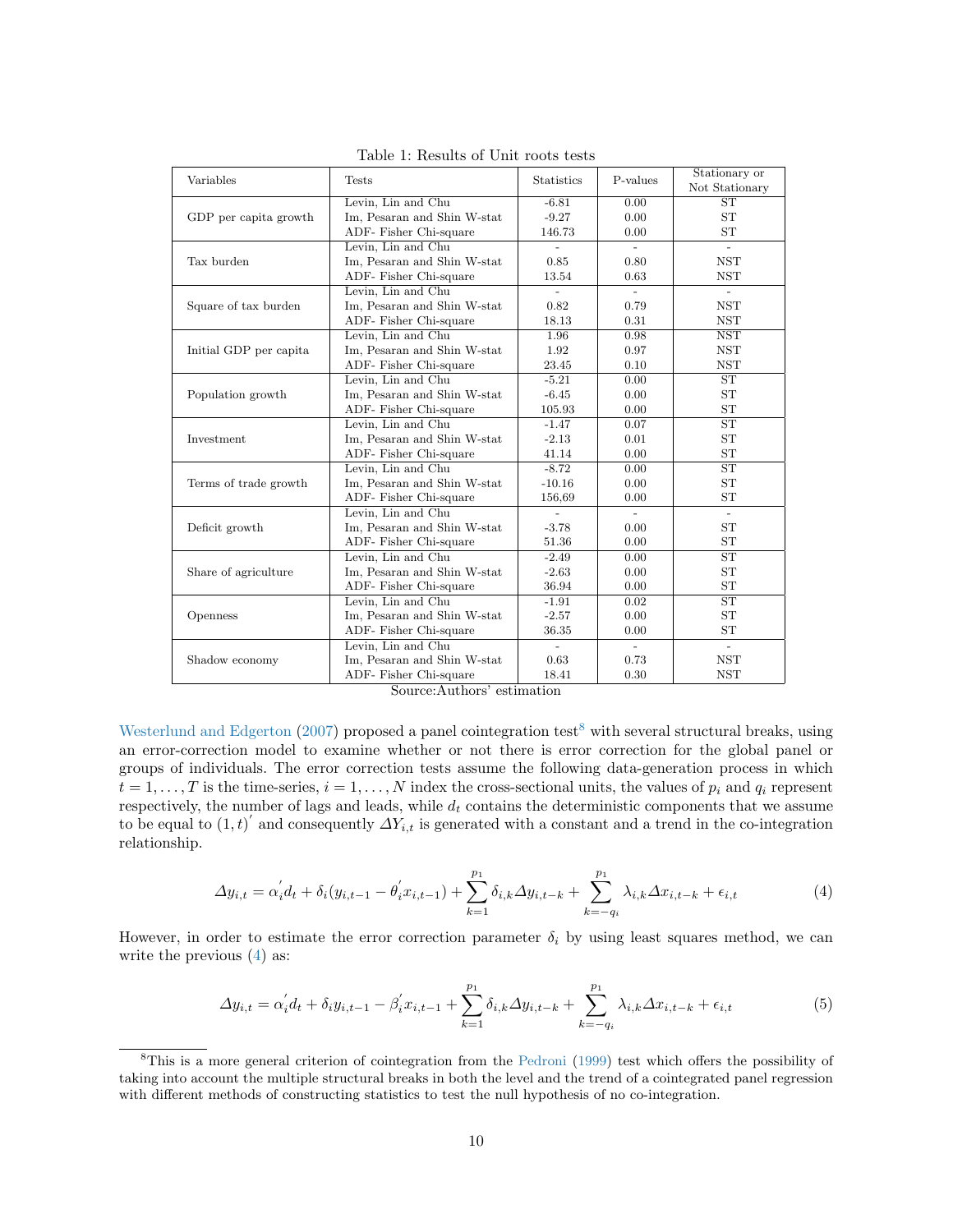Table 1: Results of Unit roots tests

| Variables | Tests | Statistics | P-values | Stationary or Not Stationary |
|---|---|---|---|---|
| GDP per capita growth | Levin, Lin and Chu | -6.81 | 0.00 | ST |
| | Im, Pesaran and Shin W-stat | -9.27 | 0.00 | ST |
| | ADF- Fisher Chi-square | 146.73 | 0.00 | ST |
| Tax burden | Levin, Lin and Chu | - | - | - |
| | Im, Pesaran and Shin W-stat | 0.85 | 0.80 | NST |
| | ADF- Fisher Chi-square | 13.54 | 0.63 | NST |
| Square of tax burden | Levin, Lin and Chu | - | - | - |
| | Im, Pesaran and Shin W-stat | 0.82 | 0.79 | NST |
| | ADF- Fisher Chi-square | 18.13 | 0.31 | NST |
| Initial GDP per capita | Levin, Lin and Chu | 1.96 | 0.98 | NST |
| | Im, Pesaran and Shin W-stat | 1.92 | 0.97 | NST |
| | ADF- Fisher Chi-square | 23.45 | 0.10 | NST |
| Population growth | Levin, Lin and Chu | -5.21 | 0.00 | ST |
| | Im, Pesaran and Shin W-stat | -6.45 | 0.00 | ST |
| | ADF- Fisher Chi-square | 105.93 | 0.00 | ST |
| Investment | Levin, Lin and Chu | -1.47 | 0.07 | ST |
| | Im, Pesaran and Shin W-stat | -2.13 | 0.01 | ST |
| | ADF- Fisher Chi-square | 41.14 | 0.00 | ST |
| Terms of trade growth | Levin, Lin and Chu | -8.72 | 0.00 | ST |
| | Im, Pesaran and Shin W-stat | -10.16 | 0.00 | ST |
| | ADF- Fisher Chi-square | 156,69 | 0.00 | ST |
| Deficit growth | Levin, Lin and Chu | - | - | - |
| | Im, Pesaran and Shin W-stat | -3.78 | 0.00 | ST |
| | ADF- Fisher Chi-square | 51.36 | 0.00 | ST |
| Share of agriculture | Levin, Lin and Chu | -2.49 | 0.00 | ST |
| | Im, Pesaran and Shin W-stat | -2.63 | 0.00 | ST |
| | ADF- Fisher Chi-square | 36.94 | 0.00 | ST |
| Openness | Levin, Lin and Chu | -1.91 | 0.02 | ST |
| | Im, Pesaran and Shin W-stat | -2.57 | 0.00 | ST |
| | ADF- Fisher Chi-square | 36.35 | 0.00 | ST |
| Shadow economy | Levin, Lin and Chu | - | - | - |
| | Im, Pesaran and Shin W-stat | 0.63 | 0.73 | NST |
| | ADF- Fisher Chi-square | 18.41 | 0.30 | NST |

Source:Authors' estimation

Westerlund and Edgerton (2007) proposed a panel cointegration test[8] with several structural breaks, using an error-correction model to examine whether or not there is error correction for the global panel or groups of individuals. The error correction tests assume the following data-generation process in which $t = 1, \ldots, T$ is the time-series, $i = 1, \ldots, N$ index the cross-sectional units, the values of $p_i$ and $q_i$ represent respectively, the number of lags and leads, while $d_t$ contains the deterministic components that we assume to be equal to $(1, t)^{'}$ and consequently $\Delta Y_{i,t}$ is generated with a constant and a trend in the co-integration relationship.

$$\Delta y_{i,t} = \alpha_i^{'} d_t + \delta_i (y_{i,t-1} - \theta_i^{'} x_{i,t-1}) + \sum_{k=1}^{p_1} \delta_{i,k} \Delta y_{i,t-k} + \sum_{k=-q_i}^{p_1} \lambda_{i,k} \Delta x_{i,t-k} + \epsilon_{i,t} \tag{4}$$

However, in order to estimate the error correction parameter $\delta_i$ by using least squares method, we can write the previous (4) as:

$$\Delta y_{i,t} = \alpha_i^{'} d_t + \delta_i y_{i,t-1} - \beta_i^{'} x_{i,t-1} + \sum_{k=1}^{p_1} \delta_{i,k} \Delta y_{i,t-k} + \sum_{k=-q_i}^{p_1} \lambda_{i,k} \Delta x_{i,t-k} + \epsilon_{i,t} \tag{5}$$

[8]This is a more general criterion of cointegration from the Pedroni (1999) test which offers the possibility of taking into account the multiple structural breaks in both the level and the trend of a cointegrated panel regression with different methods of constructing statistics to test the null hypothesis of no co-integration.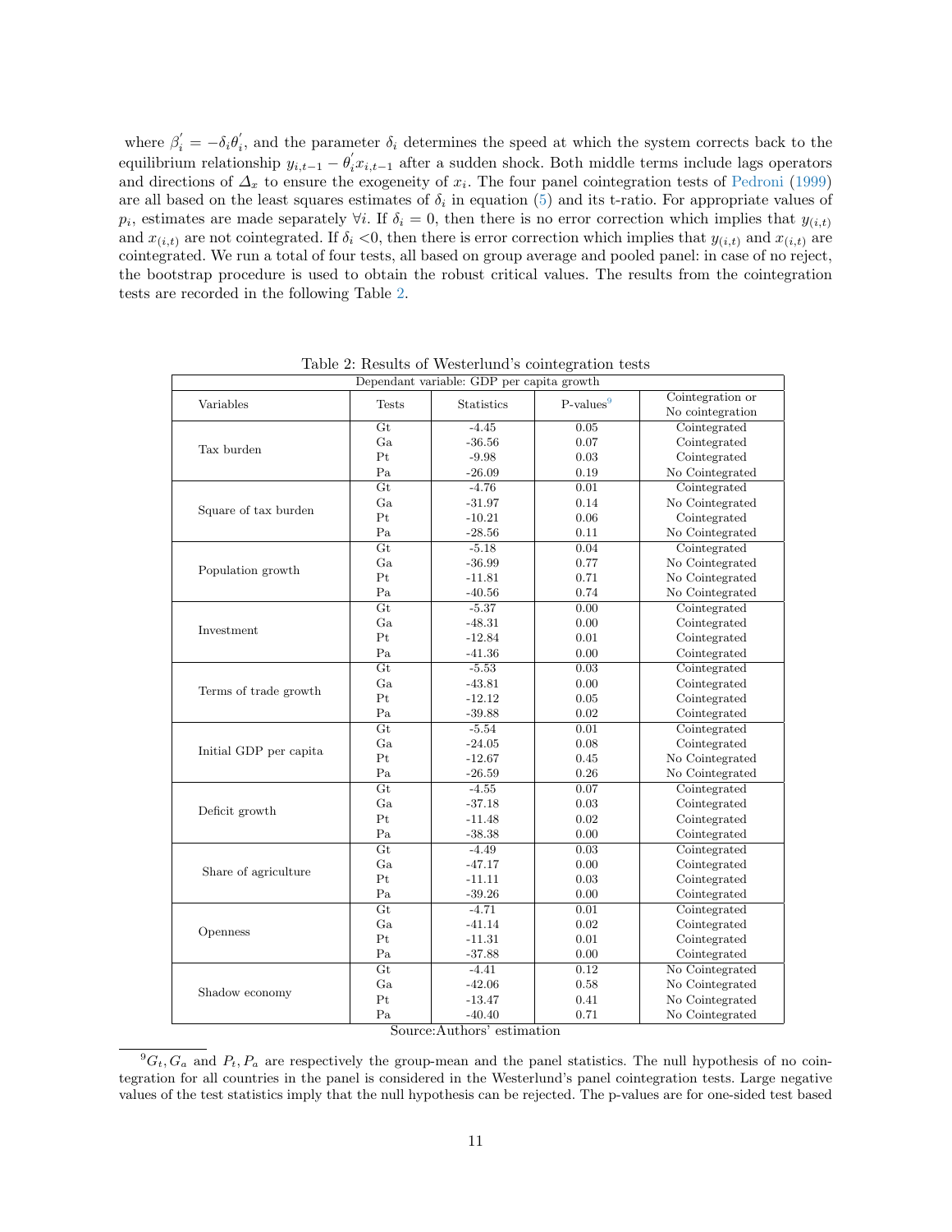where $\beta_i^{'} = -\delta_i \theta_i^{'}$, and the parameter $\delta_i$ determines the speed at which the system corrects back to the equilibrium relationship $y_{i,t-1} - \theta_i^{'} x_{i,t-1}$ after a sudden shock. Both middle terms include lags operators and directions of $\Delta_x$ to ensure the exogeneity of $x_i$. The four panel cointegration tests of Pedroni (1999) are all based on the least squares estimates of $\delta_i$ in equation (5) and its t-ratio. For appropriate values of $p_i$, estimates are made separately $\forall i$. If $\delta_i = 0$, then there is no error correction which implies that $y_{(i,t)}$ and $x_{(i,t)}$ are not cointegrated. If $\delta_i < 0$, then there is error correction which implies that $y_{(i,t)}$ and $x_{(i,t)}$ are cointegrated. We run a total of four tests, all based on group average and pooled panel: in case of no reject, the bootstrap procedure is used to obtain the robust critical values. The results from the cointegration tests are recorded in the following Table 2.

Table 2: Results of Westerlund's cointegration tests

| Dependant variable: GDP per capita growth | | | | |
|---|---|---|---|---|
| Variables | Tests | Statistics | P-values[9] | Cointegration or No cointegration |
| Tax burden | Gt | -4.45 | 0.05 | Cointegrated |
| | Ga | -36.56 | 0.07 | Cointegrated |
| | Pt | -9.98 | 0.03 | Cointegrated |
| | Pa | -26.09 | 0.19 | No Cointegrated |
| Square of tax burden | Gt | -4.76 | 0.01 | Cointegrated |
| | Ga | -31.97 | 0.14 | No Cointegrated |
| | Pt | -10.21 | 0.06 | Cointegrated |
| | Pa | -28.56 | 0.11 | No Cointegrated |
| Population growth | Gt | -5.18 | 0.04 | Cointegrated |
| | Ga | -36.99 | 0.77 | No Cointegrated |
| | Pt | -11.81 | 0.71 | No Cointegrated |
| | Pa | -40.56 | 0.74 | No Cointegrated |
| Investment | Gt | -5.37 | 0.00 | Cointegrated |
| | Ga | -48.31 | 0.00 | Cointegrated |
| | Pt | -12.84 | 0.01 | Cointegrated |
| | Pa | -41.36 | 0.00 | Cointegrated |
| Terms of trade growth | Gt | -5.53 | 0.03 | Cointegrated |
| | Ga | -43.81 | 0.00 | Cointegrated |
| | Pt | -12.12 | 0.05 | Cointegrated |
| | Pa | -39.88 | 0.02 | Cointegrated |
| Initial GDP per capita | Gt | -5.54 | 0.01 | Cointegrated |
| | Ga | -24.05 | 0.08 | Cointegrated |
| | Pt | -12.67 | 0.45 | No Cointegrated |
| | Pa | -26.59 | 0.26 | No Cointegrated |
| Deficit growth | Gt | -4.55 | 0.07 | Cointegrated |
| | Ga | -37.18 | 0.03 | Cointegrated |
| | Pt | -11.48 | 0.02 | Cointegrated |
| | Pa | -38.38 | 0.00 | Cointegrated |
| Share of agriculture | Gt | -4.49 | 0.03 | Cointegrated |
| | Ga | -47.17 | 0.00 | Cointegrated |
| | Pt | -11.11 | 0.03 | Cointegrated |
| | Pa | -39.26 | 0.00 | Cointegrated |
| Openness | Gt | -4.71 | 0.01 | Cointegrated |
| | Ga | -41.14 | 0.02 | Cointegrated |
| | Pt | -11.31 | 0.01 | Cointegrated |
| | Pa | -37.88 | 0.00 | Cointegrated |
| Shadow economy | Gt | -4.41 | 0.12 | No Cointegrated |
| | Ga | -42.06 | 0.58 | No Cointegrated |
| | Pt | -13.47 | 0.41 | No Cointegrated |
| | Pa | -40.40 | 0.71 | No Cointegrated |

Source:Authors' estimation

[9] $G_t, G_a$ and $P_t, P_a$ are respectively the group-mean and the panel statistics. The null hypothesis of no cointegration for all countries in the panel is considered in the Westerlund's panel cointegration tests. Large negative values of the test statistics imply that the null hypothesis can be rejected. The p-values are for one-sided test based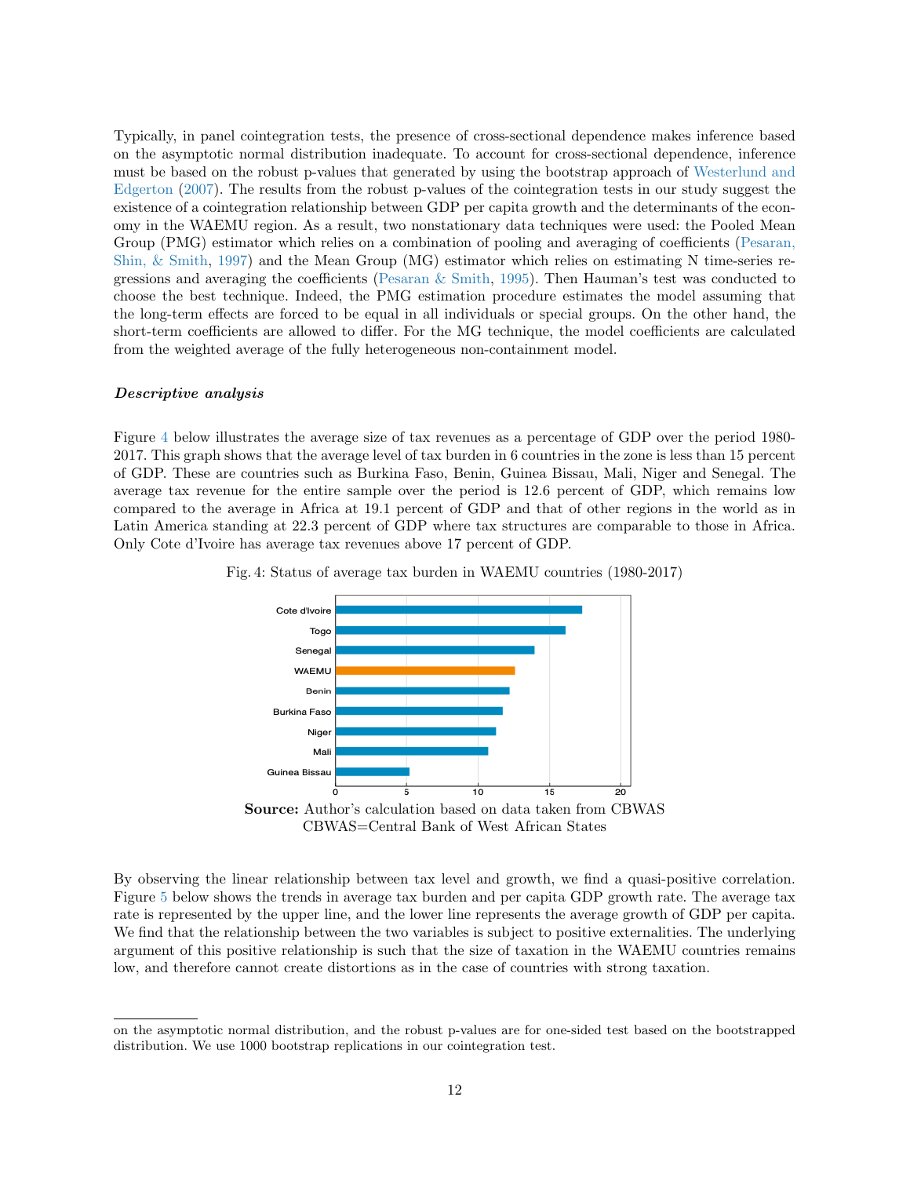Typically, in panel cointegration tests, the presence of cross-sectional dependence makes inference based on the asymptotic normal distribution inadequate. To account for cross-sectional dependence, inference must be based on the robust p-values that generated by using the bootstrap approach of Westerlund and Edgerton (2007). The results from the robust p-values of the cointegration tests in our study suggest the existence of a cointegration relationship between GDP per capita growth and the determinants of the economy in the WAEMU region. As a result, two nonstationary data techniques were used: the Pooled Mean Group (PMG) estimator which relies on a combination of pooling and averaging of coefficients (Pesaran, Shin, & Smith, 1997) and the Mean Group (MG) estimator which relies on estimating N time-series regressions and averaging the coefficients (Pesaran & Smith, 1995). Then Hauman's test was conducted to choose the best technique. Indeed, the PMG estimation procedure estimates the model assuming that the long-term effects are forced to be equal in all individuals or special groups. On the other hand, the short-term coefficients are allowed to differ. For the MG technique, the model coefficients are calculated from the weighted average of the fully heterogeneous non-containment model.

***Descriptive analysis***

Figure 4 below illustrates the average size of tax revenues as a percentage of GDP over the period 1980-2017. This graph shows that the average level of tax burden in 6 countries in the zone is less than 15 percent of GDP. These are countries such as Burkina Faso, Benin, Guinea Bissau, Mali, Niger and Senegal. The average tax revenue for the entire sample over the period is 12.6 percent of GDP, which remains low compared to the average in Africa at 19.1 percent of GDP and that of other regions in the world as in Latin America standing at 22.3 percent of GDP where tax structures are comparable to those in Africa. Only Cote d'Ivoire has average tax revenues above 17 percent of GDP.

Fig. 4: Status of average tax burden in WAEMU countries (1980-2017)

**Source:** Author's calculation based on data taken from CBWAS
CBWAS=Central Bank of West African States

By observing the linear relationship between tax level and growth, we find a quasi-positive correlation. Figure 5 below shows the trends in average tax burden and per capita GDP growth rate. The average tax rate is represented by the upper line, and the lower line represents the average growth of GDP per capita. We find that the relationship between the two variables is subject to positive externalities. The underlying argument of this positive relationship is such that the size of taxation in the WAEMU countries remains low, and therefore cannot create distortions as in the case of countries with strong taxation.

---

on the asymptotic normal distribution, and the robust p-values are for one-sided test based on the bootstrapped distribution. We use 1000 bootstrap replications in our cointegration test.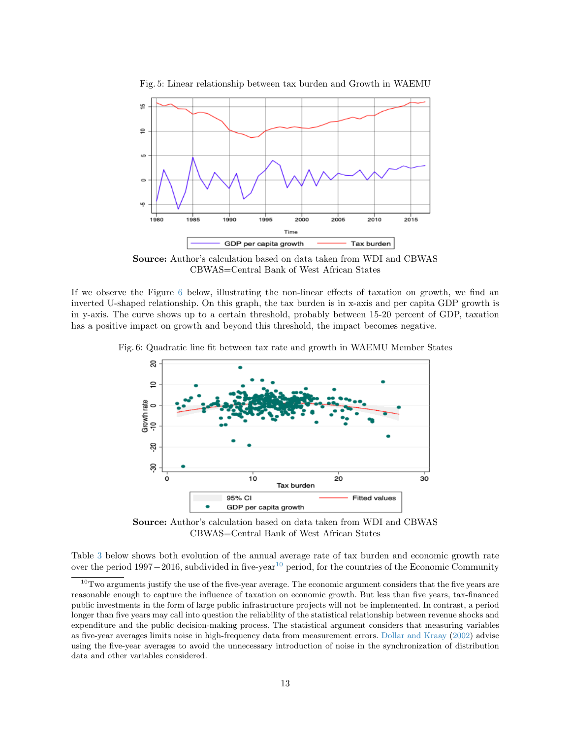Fig. 5: Linear relationship between tax burden and Growth in WAEMU

**Source:** Author's calculation based on data taken from WDI and CBWAS
CBWAS=Central Bank of West African States

If we observe the Figure 6 below, illustrating the non-linear effects of taxation on growth, we find an inverted U-shaped relationship. On this graph, the tax burden is in x-axis and per capita GDP growth is in y-axis. The curve shows up to a certain threshold, probably between 15-20 percent of GDP, taxation has a positive impact on growth and beyond this threshold, the impact becomes negative.

Fig. 6: Quadratic line fit between tax rate and growth in WAEMU Member States

**Source:** Author's calculation based on data taken from WDI and CBWAS
CBWAS=Central Bank of West African States

Table 3 below shows both evolution of the annual average rate of tax burden and economic growth rate over the period 1997 − 2016, subdivided in five-year[10] period, for the countries of the Economic Community

[10] Two arguments justify the use of the five-year average. The economic argument considers that the five years are reasonable enough to capture the influence of taxation on economic growth. But less than five years, tax-financed public investments in the form of large public infrastructure projects will not be implemented. In contrast, a period longer than five years may call into question the reliability of the statistical relationship between revenue shocks and expenditure and the public decision-making process. The statistical argument considers that measuring variables as five-year averages limits noise in high-frequency data from measurement errors. Dollar and Kraay (2002) advise using the five-year averages to avoid the unnecessary introduction of noise in the synchronization of distribution data and other variables considered.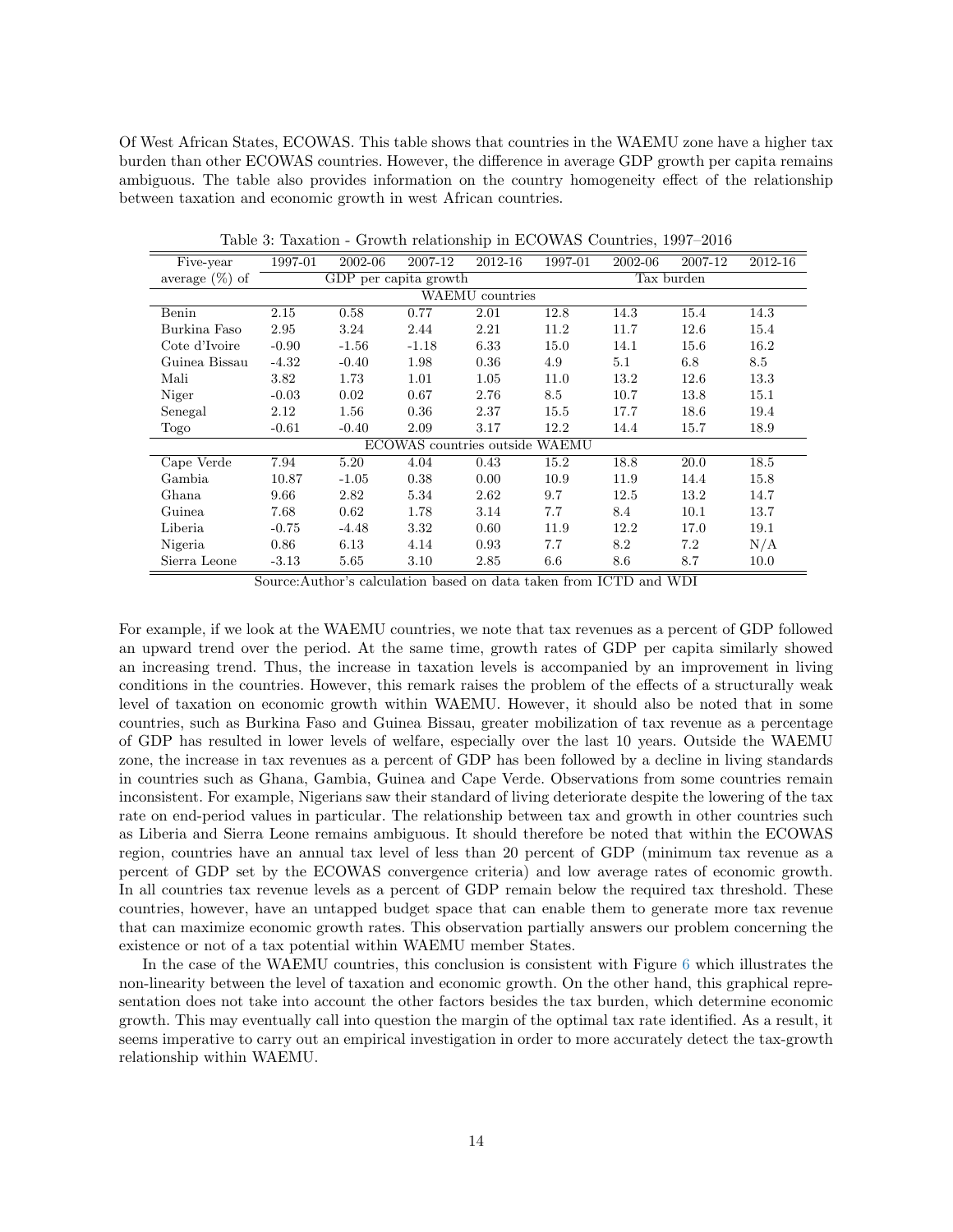Of West African States, ECOWAS. This table shows that countries in the WAEMU zone have a higher tax burden than other ECOWAS countries. However, the difference in average GDP growth per capita remains ambiguous. The table also provides information on the country homogeneity effect of the relationship between taxation and economic growth in west African countries.

Table 3: Taxation - Growth relationship in ECOWAS Countries, 1997–2016

| Five-year average (%) of | 1997-01 | 2002-06 | 2007-12 | 2012-16 | 1997-01 | 2002-06 | 2007-12 | 2012-16 |
|---|---|---|---|---|---|---|---|---|
| | GDP per capita growth | | | | Tax burden | | | |
| **WAEMU countries** | | | | | | | | |
| Benin | 2.15 | 0.58 | 0.77 | 2.01 | 12.8 | 14.3 | 15.4 | 14.3 |
| Burkina Faso | 2.95 | 3.24 | 2.44 | 2.21 | 11.2 | 11.7 | 12.6 | 15.4 |
| Cote d'Ivoire | -0.90 | -1.56 | -1.18 | 6.33 | 15.0 | 14.1 | 15.6 | 16.2 |
| Guinea Bissau | -4.32 | -0.40 | 1.98 | 0.36 | 4.9 | 5.1 | 6.8 | 8.5 |
| Mali | 3.82 | 1.73 | 1.01 | 1.05 | 11.0 | 13.2 | 12.6 | 13.3 |
| Niger | -0.03 | 0.02 | 0.67 | 2.76 | 8.5 | 10.7 | 13.8 | 15.1 |
| Senegal | 2.12 | 1.56 | 0.36 | 2.37 | 15.5 | 17.7 | 18.6 | 19.4 |
| Togo | -0.61 | -0.40 | 2.09 | 3.17 | 12.2 | 14.4 | 15.7 | 18.9 |
| **ECOWAS countries outside WAEMU** | | | | | | | | |
| Cape Verde | 7.94 | 5.20 | 4.04 | 0.43 | 15.2 | 18.8 | 20.0 | 18.5 |
| Gambia | 10.87 | -1.05 | 0.38 | 0.00 | 10.9 | 11.9 | 14.4 | 15.8 |
| Ghana | 9.66 | 2.82 | 5.34 | 2.62 | 9.7 | 12.5 | 13.2 | 14.7 |
| Guinea | 7.68 | 0.62 | 1.78 | 3.14 | 7.7 | 8.4 | 10.1 | 13.7 |
| Liberia | -0.75 | -4.48 | 3.32 | 0.60 | 11.9 | 12.2 | 17.0 | 19.1 |
| Nigeria | 0.86 | 6.13 | 4.14 | 0.93 | 7.7 | 8.2 | 7.2 | N/A |
| Sierra Leone | -3.13 | 5.65 | 3.10 | 2.85 | 6.6 | 8.6 | 8.7 | 10.0 |

Source:Author's calculation based on data taken from ICTD and WDI

For example, if we look at the WAEMU countries, we note that tax revenues as a percent of GDP followed an upward trend over the period. At the same time, growth rates of GDP per capita similarly showed an increasing trend. Thus, the increase in taxation levels is accompanied by an improvement in living conditions in the countries. However, this remark raises the problem of the effects of a structurally weak level of taxation on economic growth within WAEMU. However, it should also be noted that in some countries, such as Burkina Faso and Guinea Bissau, greater mobilization of tax revenue as a percentage of GDP has resulted in lower levels of welfare, especially over the last 10 years. Outside the WAEMU zone, the increase in tax revenues as a percent of GDP has been followed by a decline in living standards in countries such as Ghana, Gambia, Guinea and Cape Verde. Observations from some countries remain inconsistent. For example, Nigerians saw their standard of living deteriorate despite the lowering of the tax rate on end-period values in particular. The relationship between tax and growth in other countries such as Liberia and Sierra Leone remains ambiguous. It should therefore be noted that within the ECOWAS region, countries have an annual tax level of less than 20 percent of GDP (minimum tax revenue as a percent of GDP set by the ECOWAS convergence criteria) and low average rates of economic growth. In all countries tax revenue levels as a percent of GDP remain below the required tax threshold. These countries, however, have an untapped budget space that can enable them to generate more tax revenue that can maximize economic growth rates. This observation partially answers our problem concerning the existence or not of a tax potential within WAEMU member States.

In the case of the WAEMU countries, this conclusion is consistent with Figure 6 which illustrates the non-linearity between the level of taxation and economic growth. On the other hand, this graphical representation does not take into account the other factors besides the tax burden, which determine economic growth. This may eventually call into question the margin of the optimal tax rate identified. As a result, it seems imperative to carry out an empirical investigation in order to more accurately detect the tax-growth relationship within WAEMU.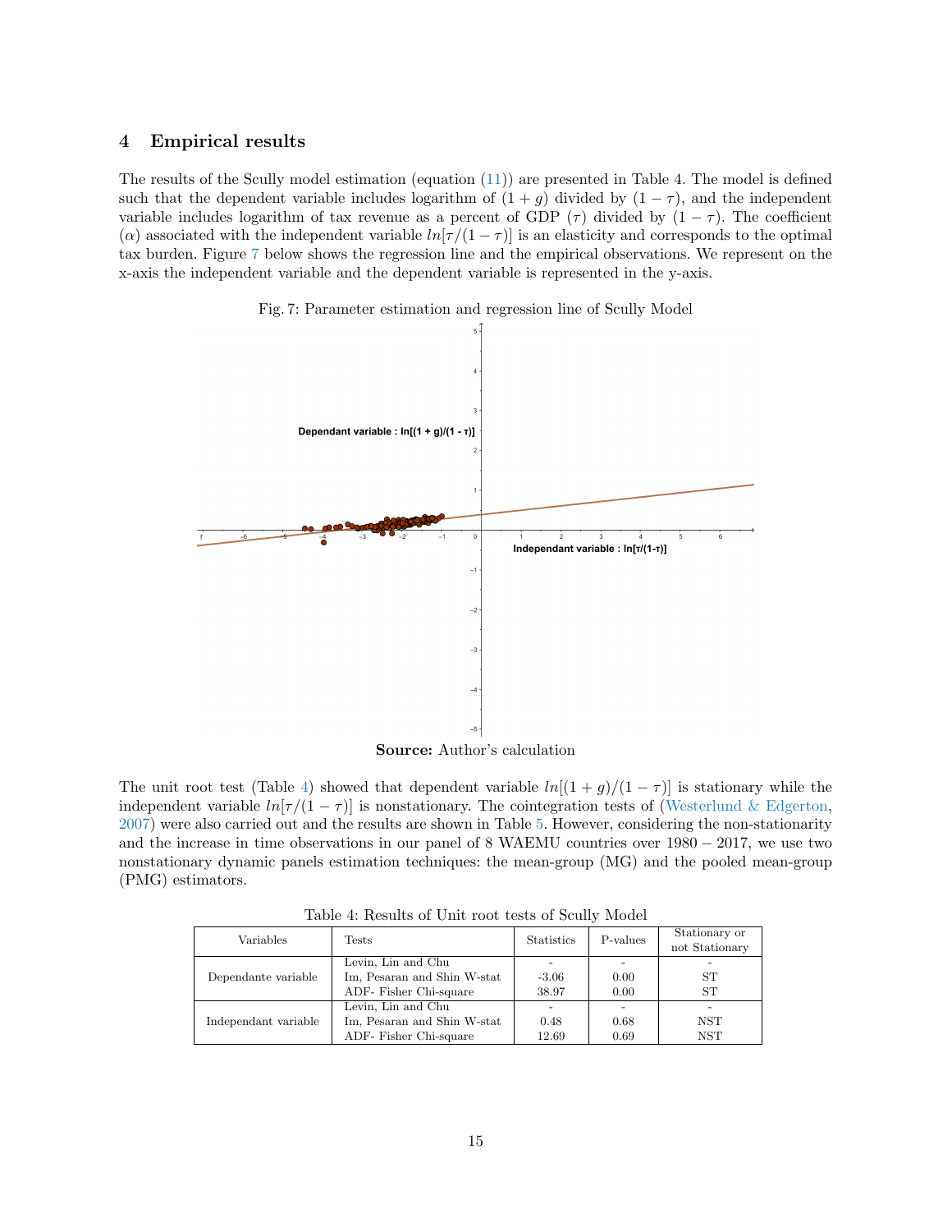# 4 Empirical results

The results of the Scully model estimation (equation (11)) are presented in Table 4. The model is defined such that the dependent variable includes logarithm of $(1 + g)$ divided by $(1 - \tau)$, and the independent variable includes logarithm of tax revenue as a percent of GDP $(\tau)$ divided by $(1 - \tau)$. The coefficient $(\alpha)$ associated with the independent variable $ln[\tau/(1 - \tau)]$ is an elasticity and corresponds to the optimal tax burden. Figure 7 below shows the regression line and the empirical observations. We represent on the x-axis the independent variable and the dependent variable is represented in the y-axis.

Fig. 7: Parameter estimation and regression line of Scully Model

**Source:** Author's calculation

The unit root test (Table 4) showed that dependent variable $ln[(1 + g)/(1 - \tau)]$ is stationary while the independent variable $ln[\tau/(1 - \tau)]$ is nonstationary. The cointegration tests of (Westerlund & Edgerton, 2007) were also carried out and the results are shown in Table 5. However, considering the non-stationarity and the increase in time observations in our panel of 8 WAEMU countries over $1980 - 2017$, we use two nonstationary dynamic panels estimation techniques: the mean-group (MG) and the pooled mean-group (PMG) estimators.

Table 4: Results of Unit root tests of Scully Model

| Variables | Tests | Statistics | P-values | Stationary or not Stationary |
|---|---|---|---|---|
| Dependante variable | Levin, Lin and Chu | - | - | - |
| | Im, Pesaran and Shin W-stat | -3.06 | 0.00 | ST |
| | ADF- Fisher Chi-square | 38.97 | 0.00 | ST |
| Independant variable | Levin, Lin and Chu | - | - | - |
| | Im, Pesaran and Shin W-stat | 0.48 | 0.68 | NST |
| | ADF- Fisher Chi-square | 12.69 | 0.69 | NST |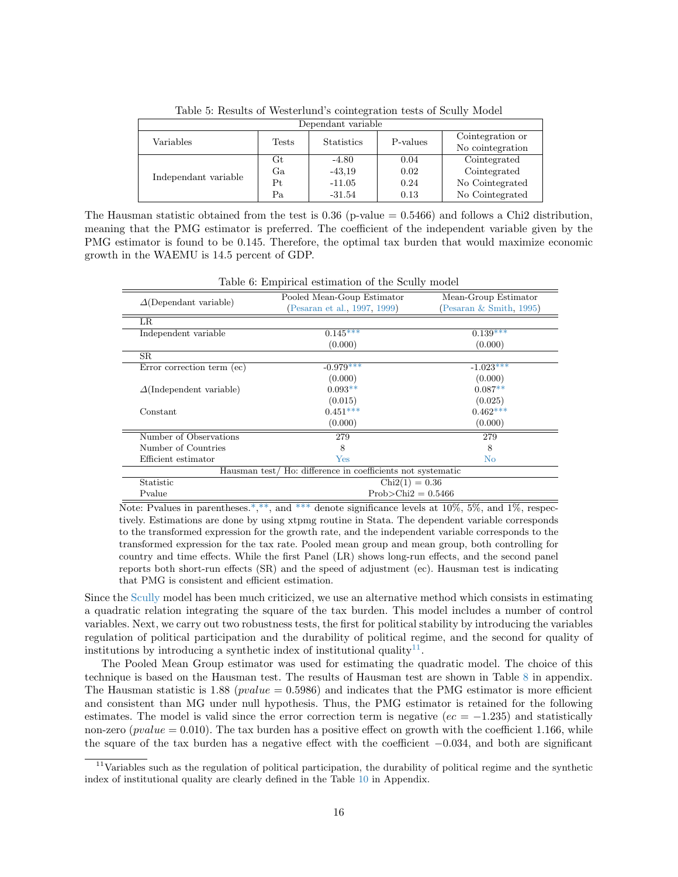Table 5: Results of Westerlund's cointegration tests of Scully Model

| Dependant variable | | | | |
|---|---|---|---|---|
| Variables | Tests | Statistics | P-values | Cointegration or No cointegration |
| Independant variable | Gt | -4.80 | 0.04 | Cointegrated |
| | Ga | -43,19 | 0.02 | Cointegrated |
| | Pt | -11.05 | 0.24 | No Cointegrated |
| | Pa | -31.54 | 0.13 | No Cointegrated |

The Hausman statistic obtained from the test is 0.36 (p-value = 0.5466) and follows a Chi2 distribution, meaning that the PMG estimator is preferred. The coefficient of the independent variable given by the PMG estimator is found to be 0.145. Therefore, the optimal tax burden that would maximize economic growth in the WAEMU is 14.5 percent of GDP.

Table 6: Empirical estimation of the Scully model

| $\Delta$(Dependant variable) | Pooled Mean-Goup Estimator (Pesaran et al., 1997, 1999) | Mean-Group Estimator (Pesaran & Smith, 1995) |
|---|---|---|
| LR | | |
| Independent variable | 0.145*** | 0.139*** |
| | (0.000) | (0.000) |
| SR | | |
| Error correction term (ec) | -0.979*** | -1.023*** |
| | (0.000) | (0.000) |
| $\Delta$(Independent variable) | 0.093** | 0.087** |
| | (0.015) | (0.025) |
| Constant | 0.451*** | 0.462*** |
| | (0.000) | (0.000) |
| Number of Observations | 279 | 279 |
| Number of Countries | 8 | 8 |
| Efficient estimator | Yes | No |
| Hausman test/ Ho: difference in coefficients not systematic | | |
| Statistic | Chi2(1) = 0.36 | |
| Pvalue | Prob>Chi2 = 0.5466 | |

Note: Pvalues in parentheses.*,**, and *** denote significance levels at 10%, 5%, and 1%, respectively. Estimations are done by using xtpmg routine in Stata. The dependent variable corresponds to the transformed expression for the growth rate, and the independent variable corresponds to the transformed expression for the tax rate. Pooled mean group and mean group, both controlling for country and time effects. While the first Panel (LR) shows long-run effects, and the second panel reports both short-run effects (SR) and the speed of adjustment (ec). Hausman test is indicating that PMG is consistent and efficient estimation.

Since the Scully model has been much criticized, we use an alternative method which consists in estimating a quadratic relation integrating the square of the tax burden. This model includes a number of control variables. Next, we carry out two robustness tests, the first for political stability by introducing the variables regulation of political participation and the durability of political regime, and the second for quality of institutions by introducing a synthetic index of institutional quality[11].

The Pooled Mean Group estimator was used for estimating the quadratic model. The choice of this technique is based on the Hausman test. The results of Hausman test are shown in Table 8 in appendix. The Hausman statistic is 1.88 ($pvalue = 0.5986$) and indicates that the PMG estimator is more efficient and consistent than MG under null hypothesis. Thus, the PMG estimator is retained for the following estimates. The model is valid since the error correction term is negative ($ec = -1.235$) and statistically non-zero ($pvalue = 0.010$). The tax burden has a positive effect on growth with the coefficient 1.166, while the square of the tax burden has a negative effect with the coefficient $-0.034$, and both are significant

[11]Variables such as the regulation of political participation, the durability of political regime and the synthetic index of institutional quality are clearly defined in the Table 10 in Appendix.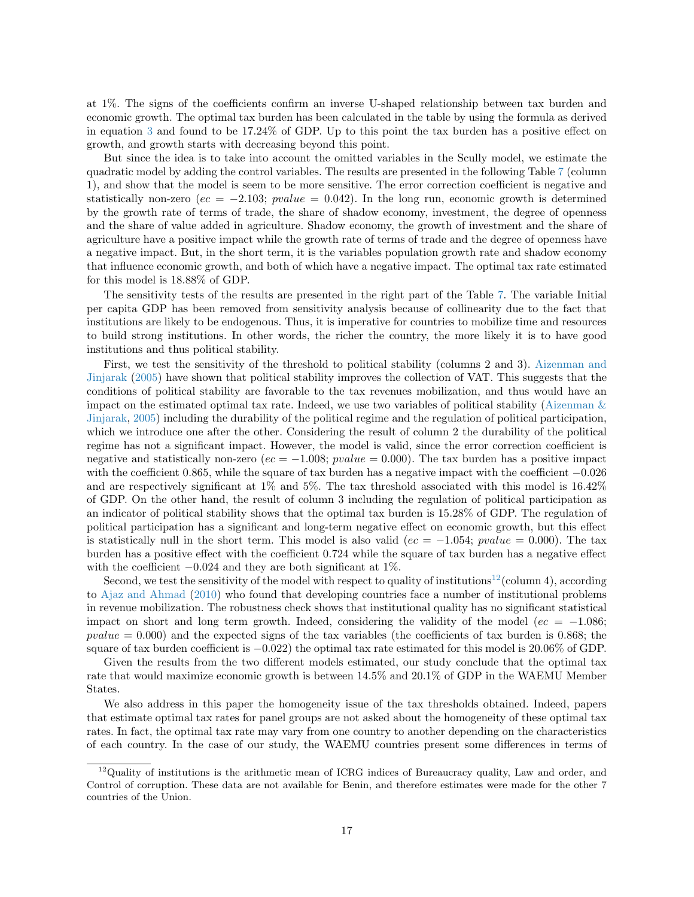at 1%. The signs of the coefficients confirm an inverse U-shaped relationship between tax burden and economic growth. The optimal tax burden has been calculated in the table by using the formula as derived in equation 3 and found to be 17.24% of GDP. Up to this point the tax burden has a positive effect on growth, and growth starts with decreasing beyond this point.

But since the idea is to take into account the omitted variables in the Scully model, we estimate the quadratic model by adding the control variables. The results are presented in the following Table 7 (column 1), and show that the model is seem to be more sensitive. The error correction coefficient is negative and statistically non-zero ($ec = -2.103$; $pvalue = 0.042$). In the long run, economic growth is determined by the growth rate of terms of trade, the share of shadow economy, investment, the degree of openness and the share of value added in agriculture. Shadow economy, the growth of investment and the share of agriculture have a positive impact while the growth rate of terms of trade and the degree of openness have a negative impact. But, in the short term, it is the variables population growth rate and shadow economy that influence economic growth, and both of which have a negative impact. The optimal tax rate estimated for this model is 18.88% of GDP.

The sensitivity tests of the results are presented in the right part of the Table 7. The variable Initial per capita GDP has been removed from sensitivity analysis because of collinearity due to the fact that institutions are likely to be endogenous. Thus, it is imperative for countries to mobilize time and resources to build strong institutions. In other words, the richer the country, the more likely it is to have good institutions and thus political stability.

First, we test the sensitivity of the threshold to political stability (columns 2 and 3). Aizenman and Jinjarak (2005) have shown that political stability improves the collection of VAT. This suggests that the conditions of political stability are favorable to the tax revenues mobilization, and thus would have an impact on the estimated optimal tax rate. Indeed, we use two variables of political stability (Aizenman & Jinjarak, 2005) including the durability of the political regime and the regulation of political participation, which we introduce one after the other. Considering the result of column 2 the durability of the political regime has not a significant impact. However, the model is valid, since the error correction coefficient is negative and statistically non-zero ($ec = -1.008$; $pvalue = 0.000$). The tax burden has a positive impact with the coefficient 0.865, while the square of tax burden has a negative impact with the coefficient $-0.026$ and are respectively significant at 1% and 5%. The tax threshold associated with this model is 16.42% of GDP. On the other hand, the result of column 3 including the regulation of political participation as an indicator of political stability shows that the optimal tax burden is 15.28% of GDP. The regulation of political participation has a significant and long-term negative effect on economic growth, but this effect is statistically null in the short term. This model is also valid ($ec = -1.054$; $pvalue = 0.000$). The tax burden has a positive effect with the coefficient 0.724 while the square of tax burden has a negative effect with the coefficient $-0.024$ and they are both significant at 1%.

Second, we test the sensitivity of the model with respect to quality of institutions[12] (column 4), according to Ajaz and Ahmad (2010) who found that developing countries face a number of institutional problems in revenue mobilization. The robustness check shows that institutional quality has no significant statistical impact on short and long term growth. Indeed, considering the validity of the model ($ec = -1.086$; $pvalue = 0.000$) and the expected signs of the tax variables (the coefficients of tax burden is 0.868; the square of tax burden coefficient is $-0.022$) the optimal tax rate estimated for this model is 20.06% of GDP.

Given the results from the two different models estimated, our study conclude that the optimal tax rate that would maximize economic growth is between 14.5% and 20.1% of GDP in the WAEMU Member States.

We also address in this paper the homogeneity issue of the tax thresholds obtained. Indeed, papers that estimate optimal tax rates for panel groups are not asked about the homogeneity of these optimal tax rates. In fact, the optimal tax rate may vary from one country to another depending on the characteristics of each country. In the case of our study, the WAEMU countries present some differences in terms of

[12] Quality of institutions is the arithmetic mean of ICRG indices of Bureaucracy quality, Law and order, and Control of corruption. These data are not available for Benin, and therefore estimates were made for the other 7 countries of the Union.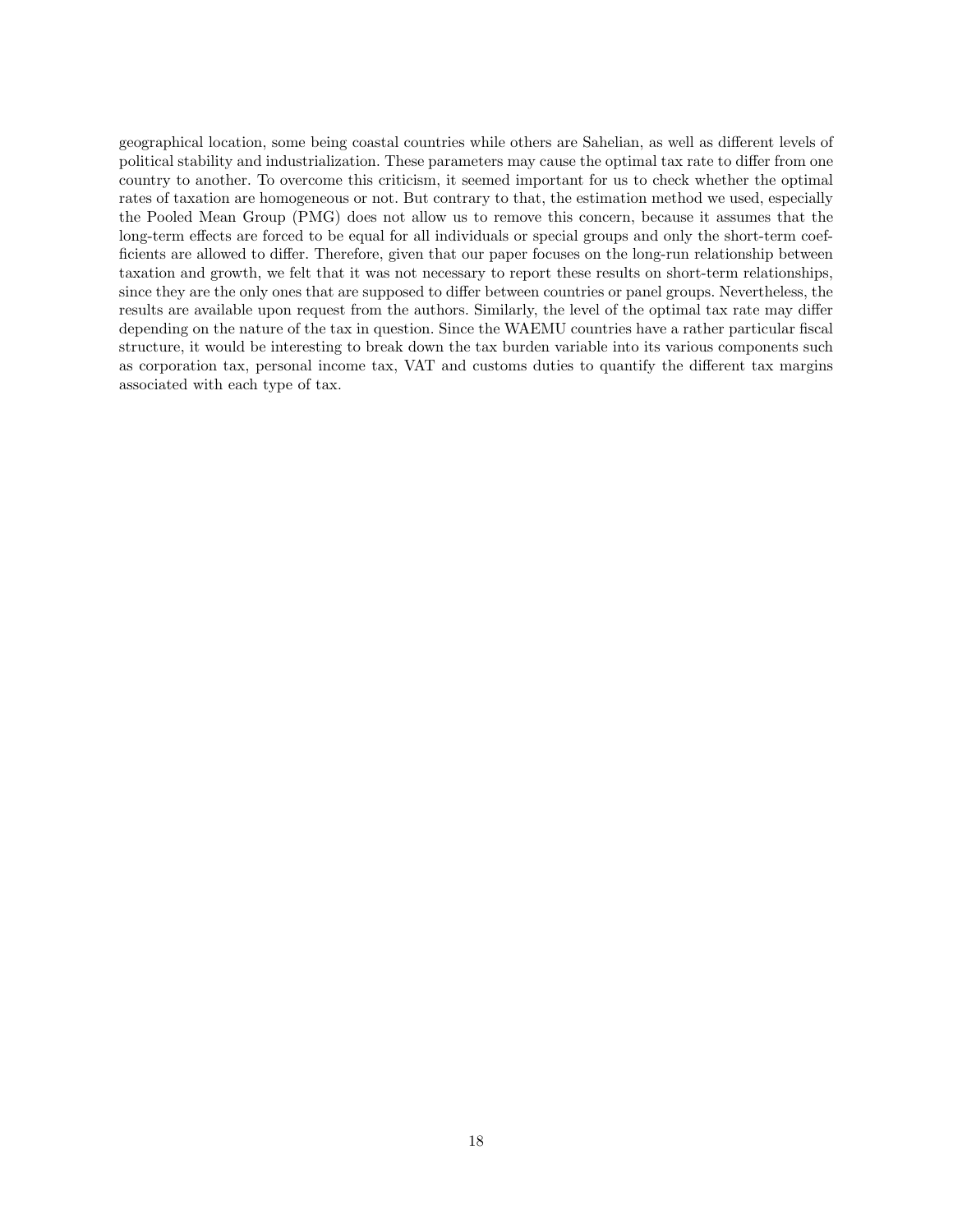geographical location, some being coastal countries while others are Sahelian, as well as different levels of political stability and industrialization. These parameters may cause the optimal tax rate to differ from one country to another. To overcome this criticism, it seemed important for us to check whether the optimal rates of taxation are homogeneous or not. But contrary to that, the estimation method we used, especially the Pooled Mean Group (PMG) does not allow us to remove this concern, because it assumes that the long-term effects are forced to be equal for all individuals or special groups and only the short-term coefficients are allowed to differ. Therefore, given that our paper focuses on the long-run relationship between taxation and growth, we felt that it was not necessary to report these results on short-term relationships, since they are the only ones that are supposed to differ between countries or panel groups. Nevertheless, the results are available upon request from the authors. Similarly, the level of the optimal tax rate may differ depending on the nature of the tax in question. Since the WAEMU countries have a rather particular fiscal structure, it would be interesting to break down the tax burden variable into its various components such as corporation tax, personal income tax, VAT and customs duties to quantify the different tax margins associated with each type of tax.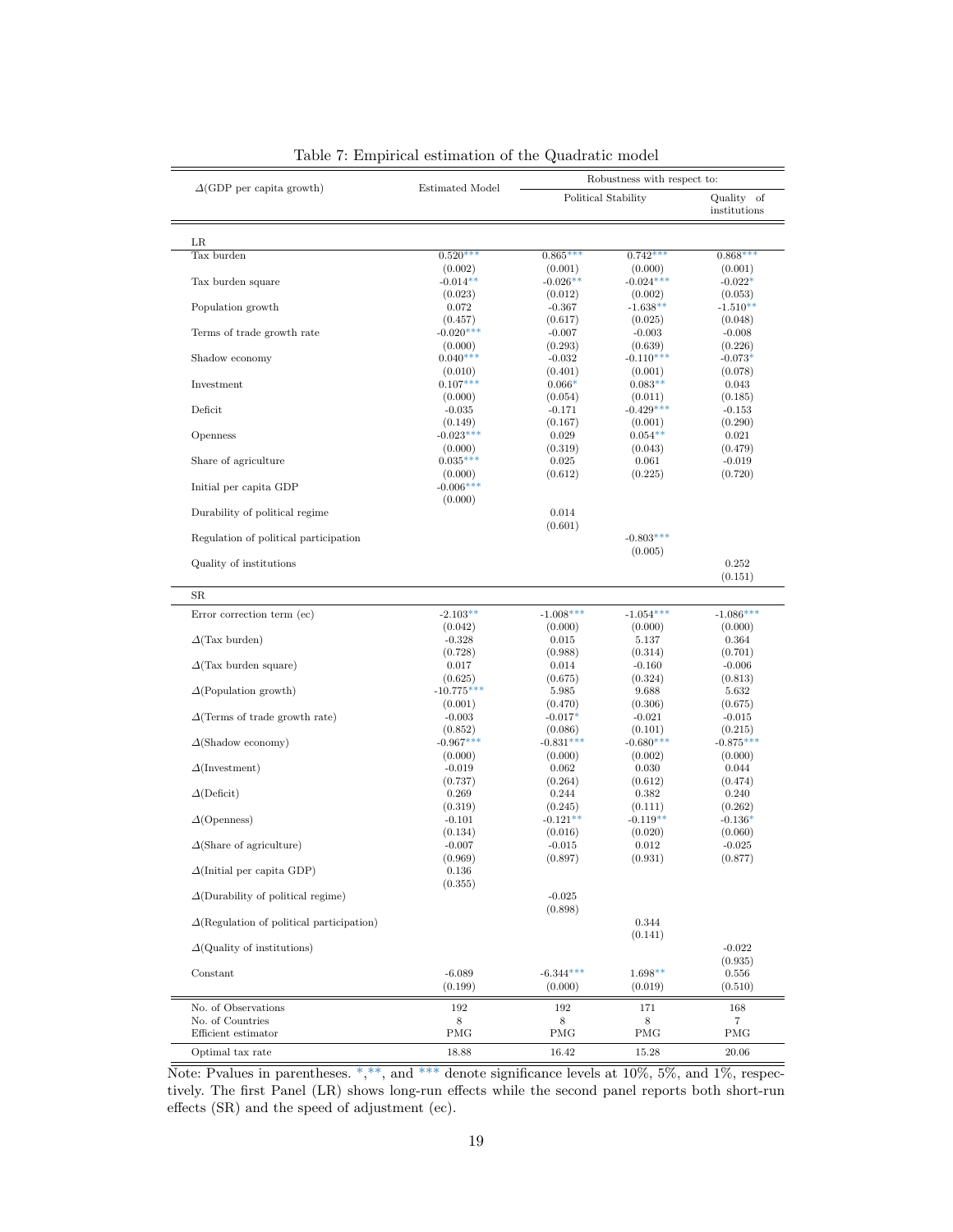Table 7: Empirical estimation of the Quadratic model

| $\Delta$(GDP per capita growth) | Estimated Model | Robustness with respect to: | | |
|---|---|---|---|---|
| | | Political Stability | | Quality of institutions |
| **LR** | | | | |
| Tax burden | 0.520*** | 0.865*** | 0.742*** | 0.868*** |
| | (0.002) | (0.001) | (0.000) | (0.001) |
| Tax burden square | -0.014** | -0.026** | -0.024*** | -0.022* |
| | (0.023) | (0.012) | (0.002) | (0.053) |
| Population growth | 0.072 | -0.367 | -1.638** | -1.510** |
| | (0.457) | (0.617) | (0.025) | (0.048) |
| Terms of trade growth rate | -0.020*** | -0.007 | -0.003 | -0.008 |
| | (0.000) | (0.293) | (0.639) | (0.226) |
| Shadow economy | 0.040*** | -0.032 | -0.110*** | -0.073* |
| | (0.010) | (0.401) | (0.001) | (0.078) |
| Investment | 0.107*** | 0.066* | 0.083** | 0.043 |
| | (0.000) | (0.054) | (0.011) | (0.185) |
| Deficit | -0.035 | -0.171 | -0.429*** | -0.153 |
| | (0.149) | (0.167) | (0.001) | (0.290) |
| Openness | -0.023*** | 0.029 | 0.054** | 0.021 |
| | (0.000) | (0.319) | (0.043) | (0.479) |
| Share of agriculture | 0.035*** | 0.025 | 0.061 | -0.019 |
| | (0.000) | (0.612) | (0.225) | (0.720) |
| Initial per capita GDP | -0.006*** | | | |
| | (0.000) | | | |
| Durability of political regime | | 0.014 | | |
| | | (0.601) | | |
| Regulation of political participation | | | -0.803*** | |
| | | | (0.005) | |
| Quality of institutions | | | | 0.252 |
| | | | | (0.151) |
| **SR** | | | | |
| Error correction term (ec) | -2.103** | -1.008*** | -1.054*** | -1.086*** |
| | (0.042) | (0.000) | (0.000) | (0.000) |
| $\Delta$(Tax burden) | -0.328 | 0.015 | 5.137 | 0.364 |
| | (0.728) | (0.988) | (0.314) | (0.701) |
| $\Delta$(Tax burden square) | 0.017 | 0.014 | -0.160 | -0.006 |
| | (0.625) | (0.675) | (0.324) | (0.813) |
| $\Delta$(Population growth) | -10.775*** | 5.985 | 9.688 | 5.632 |
| | (0.001) | (0.470) | (0.306) | (0.675) |
| $\Delta$(Terms of trade growth rate) | -0.003 | -0.017* | -0.021 | -0.015 |
| | (0.852) | (0.086) | (0.101) | (0.215) |
| $\Delta$(Shadow economy) | -0.967*** | -0.831*** | -0.680*** | -0.875*** |
| | (0.000) | (0.000) | (0.002) | (0.000) |
| $\Delta$(Investment) | -0.019 | 0.062 | 0.030 | 0.044 |
| | (0.737) | (0.264) | (0.612) | (0.474) |
| $\Delta$(Deficit) | 0.269 | 0.244 | 0.382 | 0.240 |
| | (0.319) | (0.245) | (0.111) | (0.262) |
| $\Delta$(Openness) | -0.101 | -0.121** | -0.119** | -0.136* |
| | (0.134) | (0.016) | (0.020) | (0.060) |
| $\Delta$(Share of agriculture) | -0.007 | -0.015 | 0.012 | -0.025 |
| | (0.969) | (0.897) | (0.931) | (0.877) |
| $\Delta$(Initial per capita GDP) | 0.136 | | | |
| | (0.355) | | | |
| $\Delta$(Durability of political regime) | | -0.025 | | |
| | | (0.898) | | |
| $\Delta$(Regulation of political participation) | | | 0.344 | |
| | | | (0.141) | |
| $\Delta$(Quality of institutions) | | | | -0.022 |
| | | | | (0.935) |
| Constant | -6.089 | -6.344*** | 1.698** | 0.556 |
| | (0.199) | (0.000) | (0.019) | (0.510) |
| No. of Observations | 192 | 192 | 171 | 168 |
| No. of Countries | 8 | 8 | 8 | 7 |
| Efficient estimator | PMG | PMG | PMG | PMG |
| Optimal tax rate | 18.88 | 16.42 | 15.28 | 20.06 |

Note: Pvalues in parentheses. *,**, and *** denote significance levels at 10%, 5%, and 1%, respectively. The first Panel (LR) shows long-run effects while the second panel reports both short-run effects (SR) and the speed of adjustment (ec).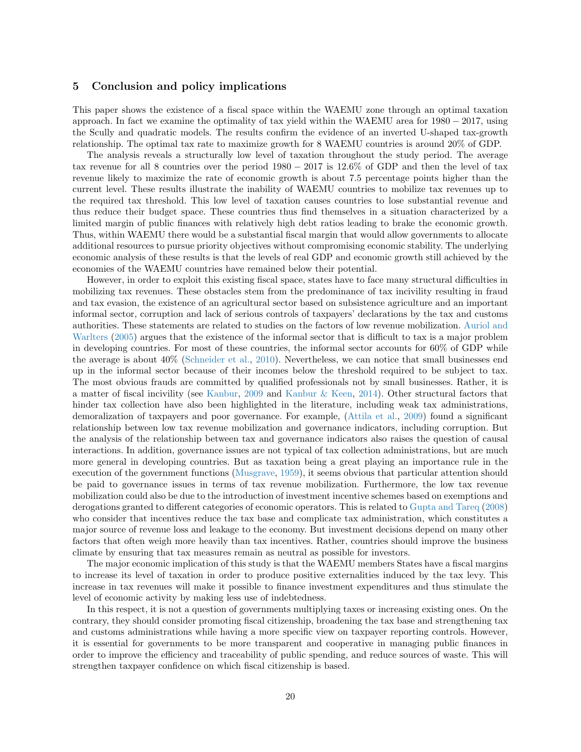## 5 Conclusion and policy implications

This paper shows the existence of a fiscal space within the WAEMU zone through an optimal taxation approach. In fact we examine the optimality of tax yield within the WAEMU area for 1980 − 2017, using the Scully and quadratic models. The results confirm the evidence of an inverted U-shaped tax-growth relationship. The optimal tax rate to maximize growth for 8 WAEMU countries is around 20% of GDP.

The analysis reveals a structurally low level of taxation throughout the study period. The average tax revenue for all 8 countries over the period 1980 − 2017 is 12.6% of GDP and then the level of tax revenue likely to maximize the rate of economic growth is about 7.5 percentage points higher than the current level. These results illustrate the inability of WAEMU countries to mobilize tax revenues up to the required tax threshold. This low level of taxation causes countries to lose substantial revenue and thus reduce their budget space. These countries thus find themselves in a situation characterized by a limited margin of public finances with relatively high debt ratios leading to brake the economic growth. Thus, within WAEMU there would be a substantial fiscal margin that would allow governments to allocate additional resources to pursue priority objectives without compromising economic stability. The underlying economic analysis of these results is that the levels of real GDP and economic growth still achieved by the economies of the WAEMU countries have remained below their potential.

However, in order to exploit this existing fiscal space, states have to face many structural difficulties in mobilizing tax revenues. These obstacles stem from the predominance of tax incivility resulting in fraud and tax evasion, the existence of an agricultural sector based on subsistence agriculture and an important informal sector, corruption and lack of serious controls of taxpayers' declarations by the tax and customs authorities. These statements are related to studies on the factors of low revenue mobilization. Auriol and Warlters (2005) argues that the existence of the informal sector that is difficult to tax is a major problem in developing countries. For most of these countries, the informal sector accounts for 60% of GDP while the average is about 40% (Schneider et al., 2010). Nevertheless, we can notice that small businesses end up in the informal sector because of their incomes below the threshold required to be subject to tax. The most obvious frauds are committed by qualified professionals not by small businesses. Rather, it is a matter of fiscal incivility (see Kanbur, 2009 and Kanbur & Keen, 2014). Other structural factors that hinder tax collection have also been highlighted in the literature, including weak tax administrations, demoralization of taxpayers and poor governance. For example, (Attila et al., 2009) found a significant relationship between low tax revenue mobilization and governance indicators, including corruption. But the analysis of the relationship between tax and governance indicators also raises the question of causal interactions. In addition, governance issues are not typical of tax collection administrations, but are much more general in developing countries. But as taxation being a great playing an importance rule in the execution of the government functions (Musgrave, 1959), it seems obvious that particular attention should be paid to governance issues in terms of tax revenue mobilization. Furthermore, the low tax revenue mobilization could also be due to the introduction of investment incentive schemes based on exemptions and derogations granted to different categories of economic operators. This is related to Gupta and Tareq (2008) who consider that incentives reduce the tax base and complicate tax administration, which constitutes a major source of revenue loss and leakage to the economy. But investment decisions depend on many other factors that often weigh more heavily than tax incentives. Rather, countries should improve the business climate by ensuring that tax measures remain as neutral as possible for investors.

The major economic implication of this study is that the WAEMU members States have a fiscal margins to increase its level of taxation in order to produce positive externalities induced by the tax levy. This increase in tax revenues will make it possible to finance investment expenditures and thus stimulate the level of economic activity by making less use of indebtedness.

In this respect, it is not a question of governments multiplying taxes or increasing existing ones. On the contrary, they should consider promoting fiscal citizenship, broadening the tax base and strengthening tax and customs administrations while having a more specific view on taxpayer reporting controls. However, it is essential for governments to be more transparent and cooperative in managing public finances in order to improve the efficiency and traceability of public spending, and reduce sources of waste. This will strengthen taxpayer confidence on which fiscal citizenship is based.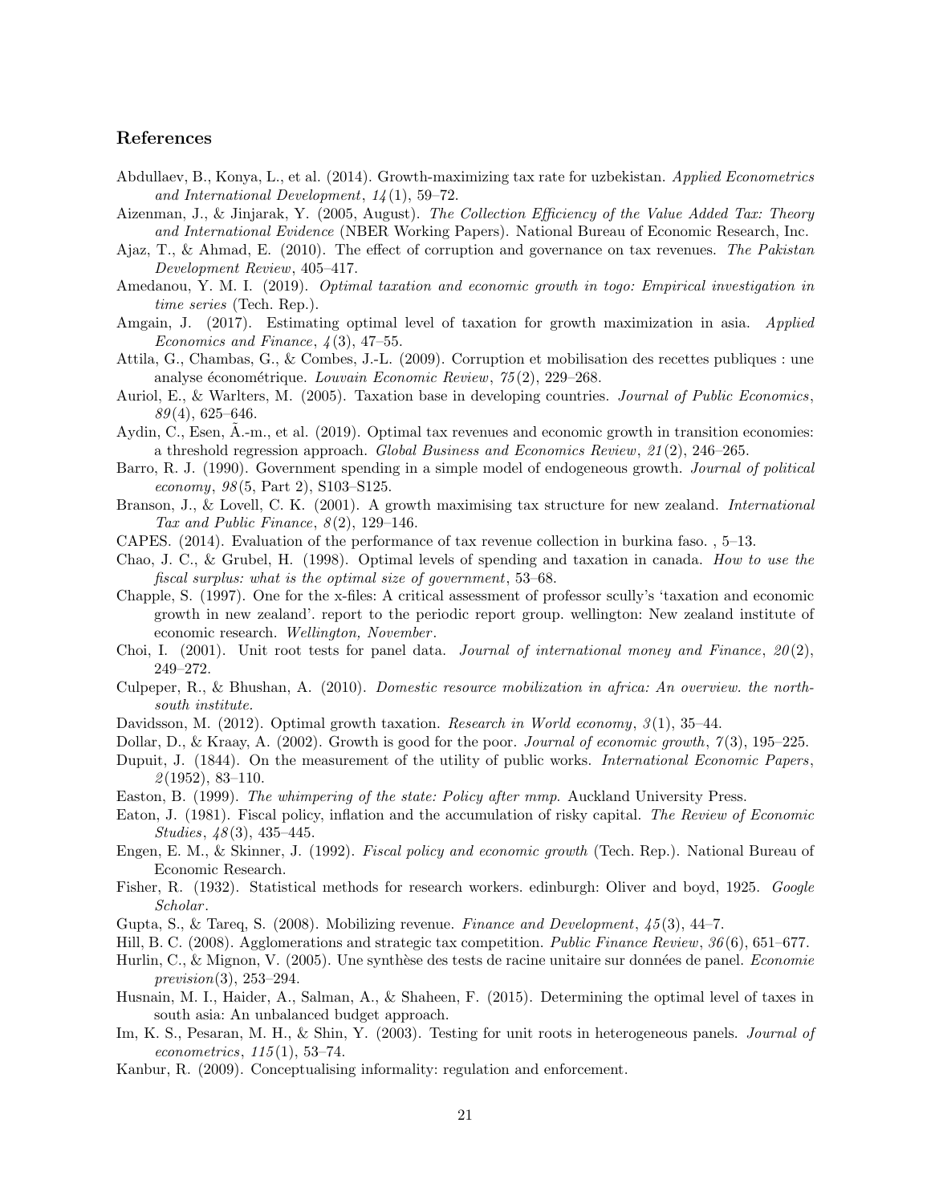## References

Abdullaev, B., Konya, L., et al. (2014). Growth-maximizing tax rate for uzbekistan. *Applied Econometrics and International Development*, *14*(1), 59–72.

Aizenman, J., & Jinjarak, Y. (2005, August). *The Collection Efficiency of the Value Added Tax: Theory and International Evidence* (NBER Working Papers). National Bureau of Economic Research, Inc.

Ajaz, T., & Ahmad, E. (2010). The effect of corruption and governance on tax revenues. *The Pakistan Development Review*, 405–417.

Amedanou, Y. M. I. (2019). *Optimal taxation and economic growth in togo: Empirical investigation in time series* (Tech. Rep.).

Amgain, J. (2017). Estimating optimal level of taxation for growth maximization in asia. *Applied Economics and Finance*, *4*(3), 47–55.

Attila, G., Chambas, G., & Combes, J.-L. (2009). Corruption et mobilisation des recettes publiques : une analyse économétrique. *Louvain Economic Review*, *75*(2), 229–268.

Auriol, E., & Warlters, M. (2005). Taxation base in developing countries. *Journal of Public Economics*, *89*(4), 625–646.

Aydin, C., Esen, Ã.-m., et al. (2019). Optimal tax revenues and economic growth in transition economies: a threshold regression approach. *Global Business and Economics Review*, *21*(2), 246–265.

Barro, R. J. (1990). Government spending in a simple model of endogeneous growth. *Journal of political economy*, *98*(5, Part 2), S103–S125.

Branson, J., & Lovell, C. K. (2001). A growth maximising tax structure for new zealand. *International Tax and Public Finance*, *8*(2), 129–146.

CAPES. (2014). Evaluation of the performance of tax revenue collection in burkina faso. , 5–13.

Chao, J. C., & Grubel, H. (1998). Optimal levels of spending and taxation in canada. *How to use the fiscal surplus: what is the optimal size of government*, 53–68.

Chapple, S. (1997). One for the x-files: A critical assessment of professor scully's 'taxation and economic growth in new zealand'. report to the periodic report group. wellington: New zealand institute of economic research. *Wellington, November*.

Choi, I. (2001). Unit root tests for panel data. *Journal of international money and Finance*, *20*(2), 249–272.

Culpeper, R., & Bhushan, A. (2010). *Domestic resource mobilization in africa: An overview. the north-south institute.*

Davidsson, M. (2012). Optimal growth taxation. *Research in World economy*, *3*(1), 35–44.

Dollar, D., & Kraay, A. (2002). Growth is good for the poor. *Journal of economic growth*, *7*(3), 195–225.

Dupuit, J. (1844). On the measurement of the utility of public works. *International Economic Papers*, *2*(1952), 83–110.

Easton, B. (1999). *The whimpering of the state: Policy after mmp*. Auckland University Press.

Eaton, J. (1981). Fiscal policy, inflation and the accumulation of risky capital. *The Review of Economic Studies*, *48*(3), 435–445.

Engen, E. M., & Skinner, J. (1992). *Fiscal policy and economic growth* (Tech. Rep.). National Bureau of Economic Research.

Fisher, R. (1932). Statistical methods for research workers. edinburgh: Oliver and boyd, 1925. *Google Scholar*.

Gupta, S., & Tareq, S. (2008). Mobilizing revenue. *Finance and Development*, *45*(3), 44–7.

Hill, B. C. (2008). Agglomerations and strategic tax competition. *Public Finance Review*, *36*(6), 651–677.

Hurlin, C., & Mignon, V. (2005). Une synthèse des tests de racine unitaire sur données de panel. *Economie prevision*(3), 253–294.

Husnain, M. I., Haider, A., Salman, A., & Shaheen, F. (2015). Determining the optimal level of taxes in south asia: An unbalanced budget approach.

Im, K. S., Pesaran, M. H., & Shin, Y. (2003). Testing for unit roots in heterogeneous panels. *Journal of econometrics*, *115*(1), 53–74.

Kanbur, R. (2009). Conceptualising informality: regulation and enforcement.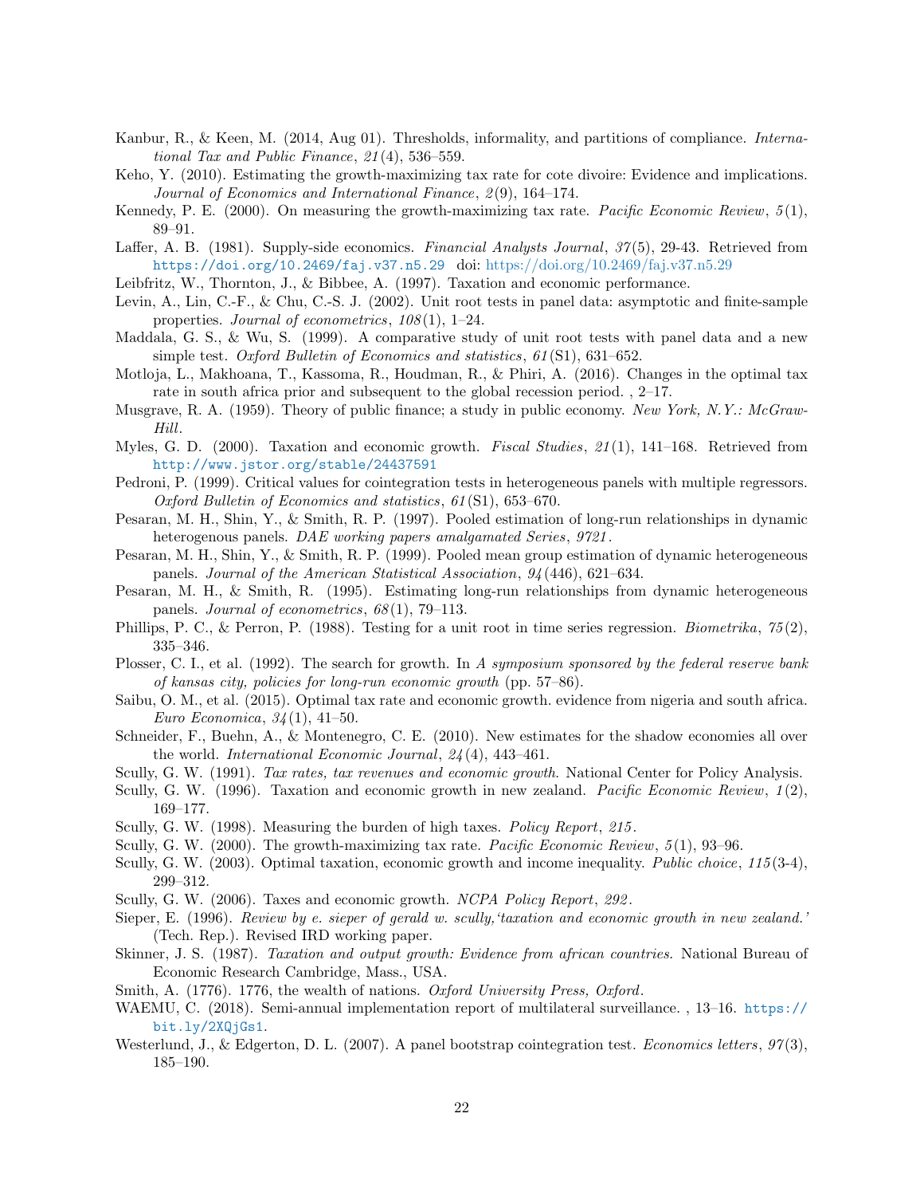Kanbur, R., & Keen, M. (2014, Aug 01). Thresholds, informality, and partitions of compliance. *International Tax and Public Finance*, *21*(4), 536–559.

Keho, Y. (2010). Estimating the growth-maximizing tax rate for cote divoire: Evidence and implications. *Journal of Economics and International Finance*, *2*(9), 164–174.

Kennedy, P. E. (2000). On measuring the growth-maximizing tax rate. *Pacific Economic Review*, *5*(1), 89–91.

Laffer, A. B. (1981). Supply-side economics. *Financial Analysts Journal*, *37*(5), 29-43. Retrieved from https://doi.org/10.2469/faj.v37.n5.29 doi: https://doi.org/10.2469/faj.v37.n5.29

Leibfritz, W., Thornton, J., & Bibbee, A. (1997). Taxation and economic performance.

Levin, A., Lin, C.-F., & Chu, C.-S. J. (2002). Unit root tests in panel data: asymptotic and finite-sample properties. *Journal of econometrics*, *108*(1), 1–24.

Maddala, G. S., & Wu, S. (1999). A comparative study of unit root tests with panel data and a new simple test. *Oxford Bulletin of Economics and statistics*, *61*(S1), 631–652.

Motloja, L., Makhoana, T., Kassoma, R., Houdman, R., & Phiri, A. (2016). Changes in the optimal tax rate in south africa prior and subsequent to the global recession period. , 2–17.

Musgrave, R. A. (1959). Theory of public finance; a study in public economy. *New York, N.Y.: McGraw-Hill*.

Myles, G. D. (2000). Taxation and economic growth. *Fiscal Studies*, *21*(1), 141–168. Retrieved from http://www.jstor.org/stable/24437591

Pedroni, P. (1999). Critical values for cointegration tests in heterogeneous panels with multiple regressors. *Oxford Bulletin of Economics and statistics*, *61*(S1), 653–670.

Pesaran, M. H., Shin, Y., & Smith, R. P. (1997). Pooled estimation of long-run relationships in dynamic heterogenous panels. *DAE working papers amalgamated Series*, *9721*.

Pesaran, M. H., Shin, Y., & Smith, R. P. (1999). Pooled mean group estimation of dynamic heterogeneous panels. *Journal of the American Statistical Association*, *94*(446), 621–634.

Pesaran, M. H., & Smith, R. (1995). Estimating long-run relationships from dynamic heterogeneous panels. *Journal of econometrics*, *68*(1), 79–113.

Phillips, P. C., & Perron, P. (1988). Testing for a unit root in time series regression. *Biometrika*, *75*(2), 335–346.

Plosser, C. I., et al. (1992). The search for growth. In *A symposium sponsored by the federal reserve bank of kansas city, policies for long-run economic growth* (pp. 57–86).

Saibu, O. M., et al. (2015). Optimal tax rate and economic growth. evidence from nigeria and south africa. *Euro Economica*, *34*(1), 41–50.

Schneider, F., Buehn, A., & Montenegro, C. E. (2010). New estimates for the shadow economies all over the world. *International Economic Journal*, *24*(4), 443–461.

Scully, G. W. (1991). *Tax rates, tax revenues and economic growth.* National Center for Policy Analysis.

Scully, G. W. (1996). Taxation and economic growth in new zealand. *Pacific Economic Review*, *1*(2), 169–177.

Scully, G. W. (1998). Measuring the burden of high taxes. *Policy Report*, *215*.

Scully, G. W. (2000). The growth-maximizing tax rate. *Pacific Economic Review*, *5*(1), 93–96.

Scully, G. W. (2003). Optimal taxation, economic growth and income inequality. *Public choice*, *115*(3-4), 299–312.

Scully, G. W. (2006). Taxes and economic growth. *NCPA Policy Report*, *292*.

Sieper, E. (1996). *Review by e. sieper of gerald w. scully,'taxation and economic growth in new zealand.'* (Tech. Rep.). Revised IRD working paper.

Skinner, J. S. (1987). *Taxation and output growth: Evidence from african countries.* National Bureau of Economic Research Cambridge, Mass., USA.

Smith, A. (1776). 1776, the wealth of nations. *Oxford University Press, Oxford*.

WAEMU, C. (2018). Semi-annual implementation report of multilateral surveillance. , 13–16. https://bit.ly/2XQjGs1.

Westerlund, J., & Edgerton, D. L. (2007). A panel bootstrap cointegration test. *Economics letters*, *97*(3), 185–190.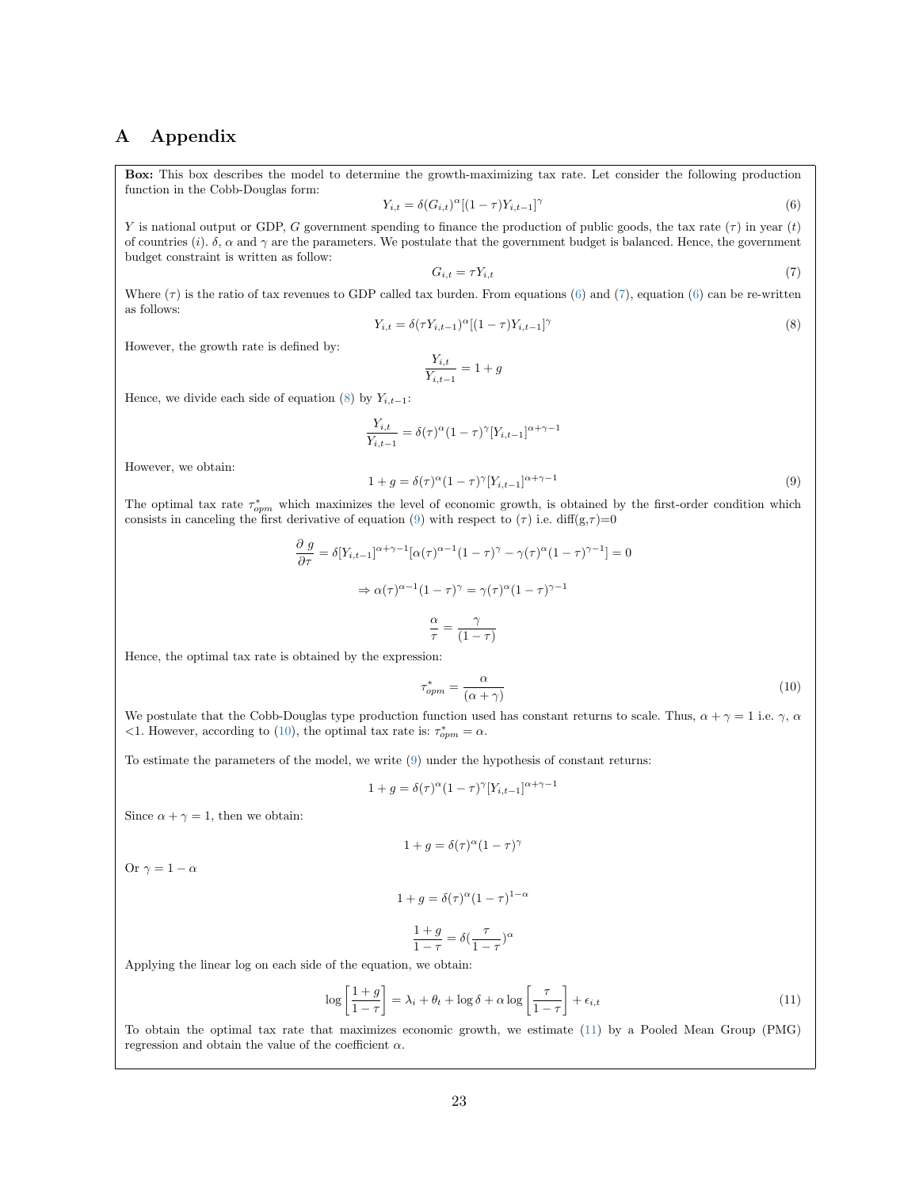# A Appendix

**Box:** This box describes the model to determine the growth-maximizing tax rate. Let consider the following production function in the Cobb-Douglas form:

$$Y_{i,t} = \delta(G_{i,t})^{\alpha}[(1-\tau)Y_{i,t-1}]^{\gamma} \tag{6}$$

$Y$ is national output or GDP, $G$ government spending to finance the production of public goods, the tax rate ($\tau$) in year ($t$) of countries ($i$). $\delta$, $\alpha$ and $\gamma$ are the parameters. We postulate that the government budget is balanced. Hence, the government budget constraint is written as follow:

$$G_{i,t} = \tau Y_{i,t} \tag{7}$$

Where ($\tau$) is the ratio of tax revenues to GDP called tax burden. From equations (6) and (7), equation (6) can be re-written as follows:

$$Y_{i,t} = \delta(\tau Y_{i,t-1})^{\alpha}[(1-\tau)Y_{i,t-1}]^{\gamma} \tag{8}$$

However, the growth rate is defined by:

$$\frac{Y_{i,t}}{Y_{i,t-1}} = 1 + g$$

Hence, we divide each side of equation (8) by $Y_{i,t-1}$:

$$\frac{Y_{i,t}}{Y_{i,t-1}} = \delta(\tau)^{\alpha}(1-\tau)^{\gamma}[Y_{i,t-1}]^{\alpha+\gamma-1}$$

However, we obtain:

$$1 + g = \delta(\tau)^{\alpha}(1-\tau)^{\gamma}[Y_{i,t-1}]^{\alpha+\gamma-1} \tag{9}$$

The optimal tax rate $\tau^*_{opm}$ which maximizes the level of economic growth, is obtained by the first-order condition which consists in canceling the first derivative of equation (9) with respect to ($\tau$) i.e. diff(g,$\tau$)=0

$$\frac{\partial\ g}{\partial \tau} = \delta[Y_{i,t-1}]^{\alpha+\gamma-1}[\alpha(\tau)^{\alpha-1}(1-\tau)^{\gamma} - \gamma(\tau)^{\alpha}(1-\tau)^{\gamma-1}] = 0$$

$$\Rightarrow \alpha(\tau)^{\alpha-1}(1-\tau)^{\gamma} = \gamma(\tau)^{\alpha}(1-\tau)^{\gamma-1}$$

$$\frac{\alpha}{\tau} = \frac{\gamma}{(1-\tau)}$$

Hence, the optimal tax rate is obtained by the expression:

$$\tau^*_{opm} = \frac{\alpha}{(\alpha+\gamma)} \tag{10}$$

We postulate that the Cobb-Douglas type production function used has constant returns to scale. Thus, $\alpha + \gamma = 1$ i.e. $\gamma$, $\alpha$ $<1$. However, according to (10), the optimal tax rate is: $\tau^*_{opm} = \alpha$.

To estimate the parameters of the model, we write (9) under the hypothesis of constant returns:

$$1 + g = \delta(\tau)^{\alpha}(1-\tau)^{\gamma}[Y_{i,t-1}]^{\alpha+\gamma-1}$$

Since $\alpha + \gamma = 1$, then we obtain:

$$1 + g = \delta(\tau)^{\alpha}(1-\tau)^{\gamma}$$

Or $\gamma = 1 - \alpha$

$$1 + g = \delta(\tau)^{\alpha}(1-\tau)^{1-\alpha}$$

$$\frac{1+g}{1-\tau} = \delta(\frac{\tau}{1-\tau})^{\alpha}$$

Applying the linear log on each side of the equation, we obtain:

$$\log\left[\frac{1+g}{1-\tau}\right] = \lambda_i + \theta_t + \log\delta + \alpha\log\left[\frac{\tau}{1-\tau}\right] + \epsilon_{i,t} \tag{11}$$

To obtain the optimal tax rate that maximizes economic growth, we estimate (11) by a Pooled Mean Group (PMG) regression and obtain the value of the coefficient $\alpha$.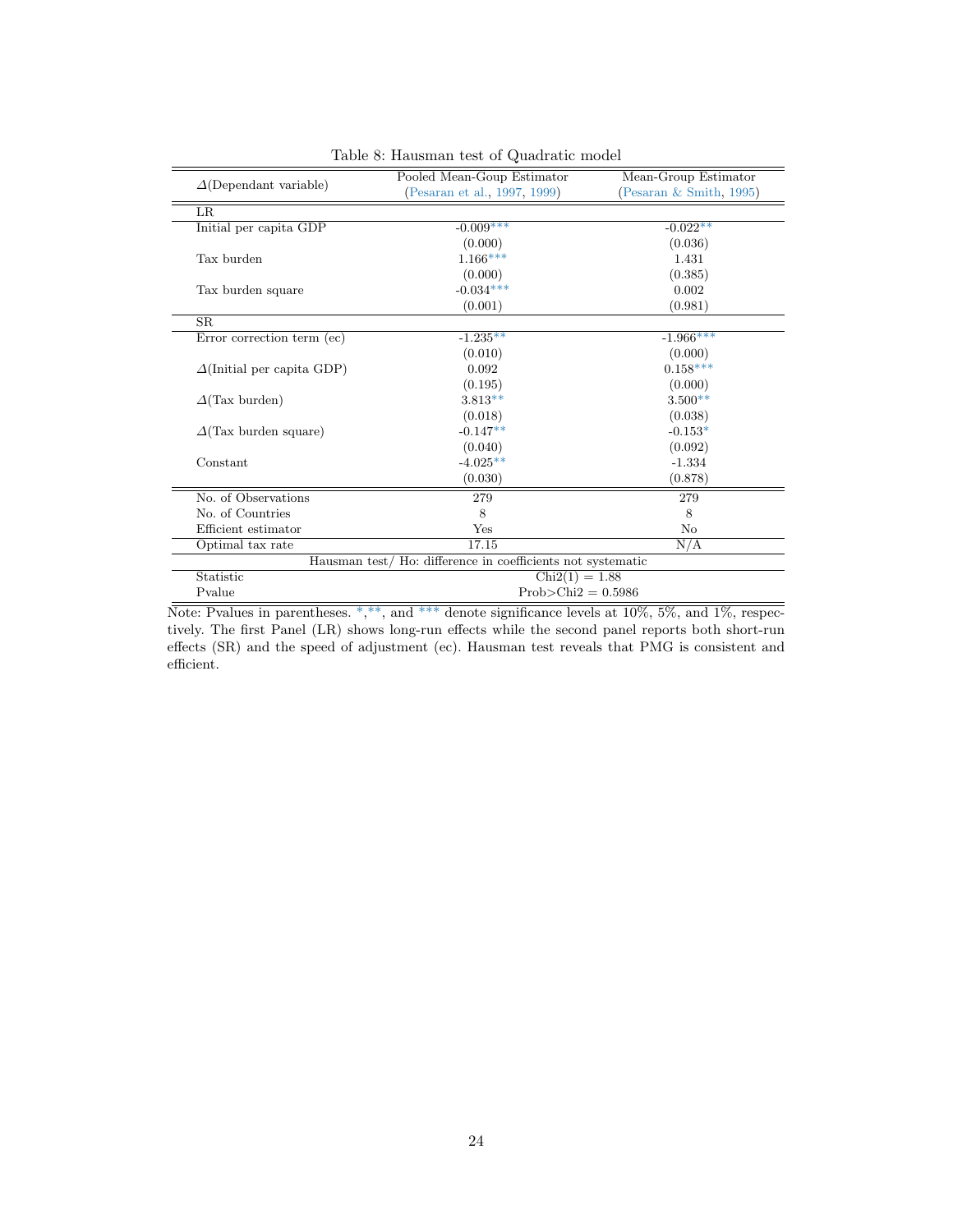Table 8: Hausman test of Quadratic model

| $\Delta$(Dependant variable) | Pooled Mean-Goup Estimator (Pesaran et al., 1997, 1999) | Mean-Group Estimator (Pesaran & Smith, 1995) |
|---|---|---|
| LR | | |
| Initial per capita GDP | -0.009*** | -0.022** |
| | (0.000) | (0.036) |
| Tax burden | 1.166*** | 1.431 |
| | (0.000) | (0.385) |
| Tax burden square | -0.034*** | 0.002 |
| | (0.001) | (0.981) |
| SR | | |
| Error correction term (ec) | -1.235** | -1.966*** |
| | (0.010) | (0.000) |
| $\Delta$(Initial per capita GDP) | 0.092 | 0.158*** |
| | (0.195) | (0.000) |
| $\Delta$(Tax burden) | 3.813** | 3.500** |
| | (0.018) | (0.038) |
| $\Delta$(Tax burden square) | -0.147** | -0.153* |
| | (0.040) | (0.092) |
| Constant | -4.025** | -1.334 |
| | (0.030) | (0.878) |
| No. of Observations | 279 | 279 |
| No. of Countries | 8 | 8 |
| Efficient estimator | Yes | No |
| Optimal tax rate | 17.15 | N/A |
| Hausman test/ Ho: difference in coefficients not systematic | | |
| Statistic | Chi2(1) = 1.88 | |
| Pvalue | Prob>Chi2 = 0.5986 | |

Note: Pvalues in parentheses. *,**, and *** denote significance levels at 10%, 5%, and 1%, respectively. The first Panel (LR) shows long-run effects while the second panel reports both short-run effects (SR) and the speed of adjustment (ec). Hausman test reveals that PMG is consistent and efficient.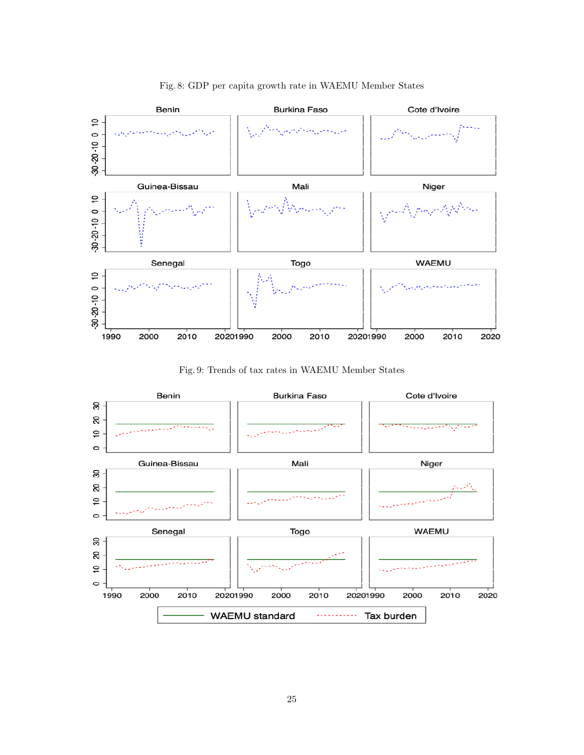Fig. 8: GDP per capita growth rate in WAEMU Member States

Fig. 9: Trends of tax rates in WAEMU Member States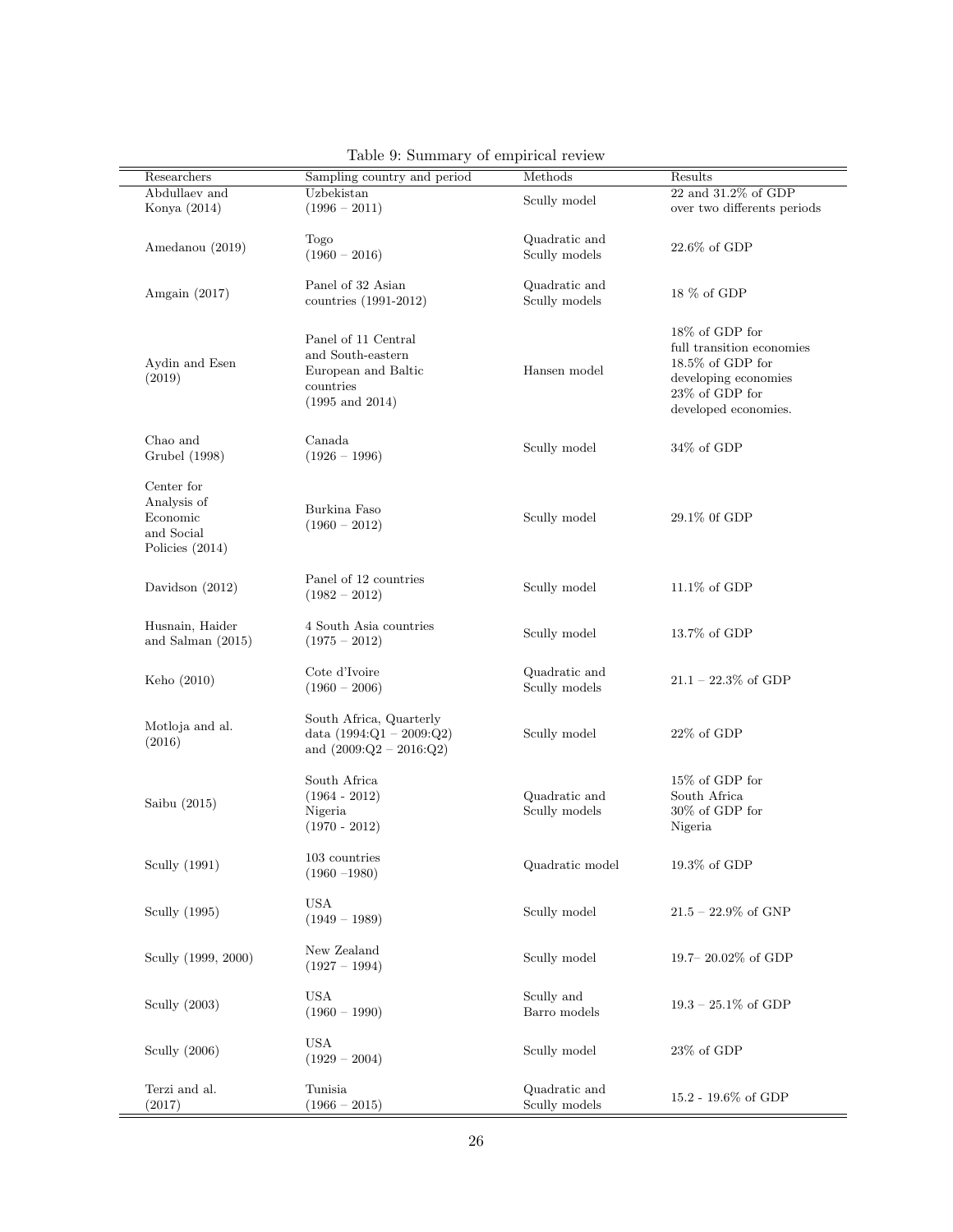Table 9: Summary of empirical review

| Researchers | Sampling country and period | Methods | Results |
|---|---|---|---|
| Abdullaev and Konya (2014) | Uzbekistan (1996 – 2011) | Scully model | 22 and 31.2% of GDP over two differents periods |
| Amedanou (2019) | Togo (1960 – 2016) | Quadratic and Scully models | 22.6% of GDP |
| Amgain (2017) | Panel of 32 Asian countries (1991-2012) | Quadratic and Scully models | 18 % of GDP |
| Aydin and Esen (2019) | Panel of 11 Central and South-eastern European and Baltic countries (1995 and 2014) | Hansen model | 18% of GDP for full transition economies 18.5% of GDP for developing economies 23% of GDP for developed economies. |
| Chao and Grubel (1998) | Canada (1926 – 1996) | Scully model | 34% of GDP |
| Center for Analysis of Economic and Social Policies (2014) | Burkina Faso (1960 – 2012) | Scully model | 29.1% 0f GDP |
| Davidson (2012) | Panel of 12 countries (1982 – 2012) | Scully model | 11.1% of GDP |
| Husnain, Haider and Salman (2015) | 4 South Asia countries (1975 – 2012) | Scully model | 13.7% of GDP |
| Keho (2010) | Cote d'Ivoire (1960 – 2006) | Quadratic and Scully models | 21.1 – 22.3% of GDP |
| Motloja and al. (2016) | South Africa, Quarterly data (1994:Q1 – 2009:Q2) and (2009:Q2 – 2016:Q2) | Scully model | 22% of GDP |
| Saibu (2015) | South Africa (1964 - 2012) Nigeria (1970 - 2012) | Quadratic and Scully models | 15% of GDP for South Africa 30% of GDP for Nigeria |
| Scully (1991) | 103 countries (1960 –1980) | Quadratic model | 19.3% of GDP |
| Scully (1995) | USA (1949 – 1989) | Scully model | 21.5 – 22.9% of GNP |
| Scully (1999, 2000) | New Zealand (1927 – 1994) | Scully model | 19.7– 20.02% of GDP |
| Scully (2003) | USA (1960 – 1990) | Scully and Barro models | 19.3 – 25.1% of GDP |
| Scully (2006) | USA (1929 – 2004) | Scully model | 23% of GDP |
| Terzi and al. (2017) | Tunisia (1966 – 2015) | Quadratic and Scully models | 15.2 - 19.6% of GDP |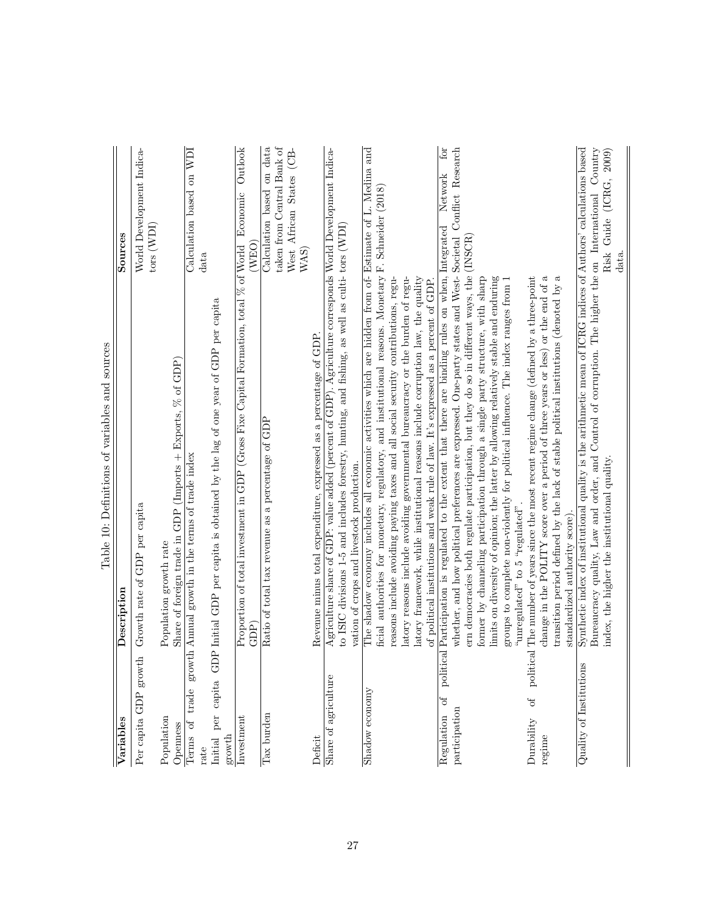Table 10: Definitions of variables and sources

| Variables | Description | Sources |
|---|---|---|
| Per capita GDP growth | Growth rate of GDP per capita | World Development Indicators (WDI) |
| Population | Population growth rate | |
| Openness | Share of foreign trade in GDP (Imports + Exports, % of GDP) | |
| Terms of trade growth rate | Annual growth in the terms of trade index | Calculation based on WDI data |
| Initial per capita GDP growth | Initial GDP per capita is obtained by the lag of one year of GDP per capita | |
| Investment | Proportion of total investment in GDP (Gross Fixe Capital Formation, total % of GDP) | World Economic Outlook (WEO) |
| Tax burden | Ratio of total tax revenue as a percentage of GDP | Calculation based on data taken from Central Bank of West African States (CBWAS) |
| Deficit | Revenue minus total expenditure, expressed as a percentage of GDP. | |
| Share of agriculture | Agriculture share of GDP: value added (percent of GDP). Agriculture corresponds to ISIC divisions 1-5 and includes forestry, hunting, and fishing, as well as cultivation of crops and livestock production. | World Development Indicators (WDI) |
| Shadow economy | The shadow economy includes all economic activities which are hidden from official authorities for monetary, regulatory, and institutional reasons. Monetary reasons include avoiding paying taxes and all social security contributions, regulatory reasons include avoiding governmental bureaucracy or the burden of regulatory framework, while institutional reasons include corruption law, the quality of political institutions and weak rule of law. It's expressed as a percent of GDP. | Estimate of L. Medina and F. Schneider (2018) |
| Regulation of political participation | Participation is regulated to the extent that there are binding rules on when, whether, and how political preferences are expressed. One-party states and Western democracies both regulate participation, but they do so in different ways, the former by channeling participation through a single party structure, with sharp limits on diversity of opinion; the latter by allowing relatively stable and enduring groups to complete non-violently for political influence. The index ranges from 1 "unregulated" to 5 "regulated". | Integrated Network for Societal Conflict Research (INSCR) |
| Durability of political regime | The number of years since the most recent regime change (defined by a three-point change in the POLITY score over a period of three years or less) or the end of a transition period defined by the lack of stable political institutions (denoted by a standardized authority score). | |
| Quality of Institutions | Synthetic index of institutional quality is the arithmetic mean of ICRG indices of Bureaucracy quality, Law and order, and Control of corruption. The higher the index, the higher the institutional quality. | Authors' calculations based on International Country Risk Guide (ICRG, 2009) data. |